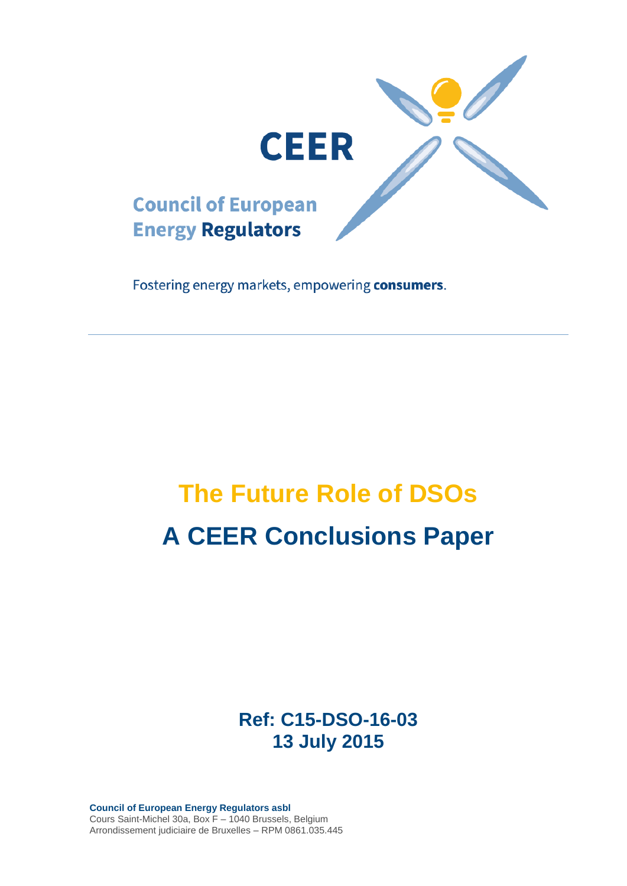CEER

Council of European Energy Regulators

Fostering energy markets, empowering **consumers**.

# The Future Role of DSOs

# A CEER Conclusions Paper

**Ref: C15-DSO-16-03**
**13 July 2015**

**Council of European Energy Regulators asbl**
Cours Saint-Michel 30a, Box F – 1040 Brussels, Belgium
Arrondissement judiciaire de Bruxelles – RPM 0861.035.445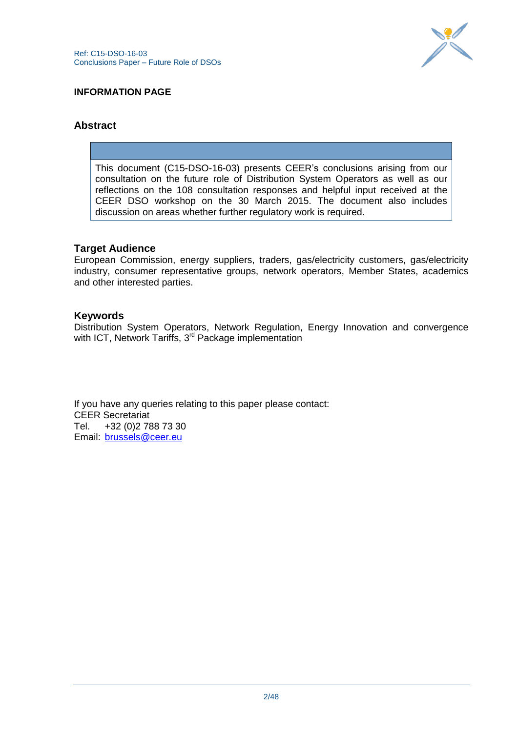## INFORMATION PAGE

### Abstract

This document (C15-DSO-16-03) presents CEER's conclusions arising from our consultation on the future role of Distribution System Operators as well as our reflections on the 108 consultation responses and helpful input received at the CEER DSO workshop on the 30 March 2015. The document also includes discussion on areas whether further regulatory work is required.

### Target Audience

European Commission, energy suppliers, traders, gas/electricity customers, gas/electricity industry, consumer representative groups, network operators, Member States, academics and other interested parties.

### Keywords

Distribution System Operators, Network Regulation, Energy Innovation and convergence with ICT, Network Tariffs, 3rd Package implementation

If you have any queries relating to this paper please contact:
CEER Secretariat
Tel. +32 (0)2 788 73 30
Email: brussels@ceer.eu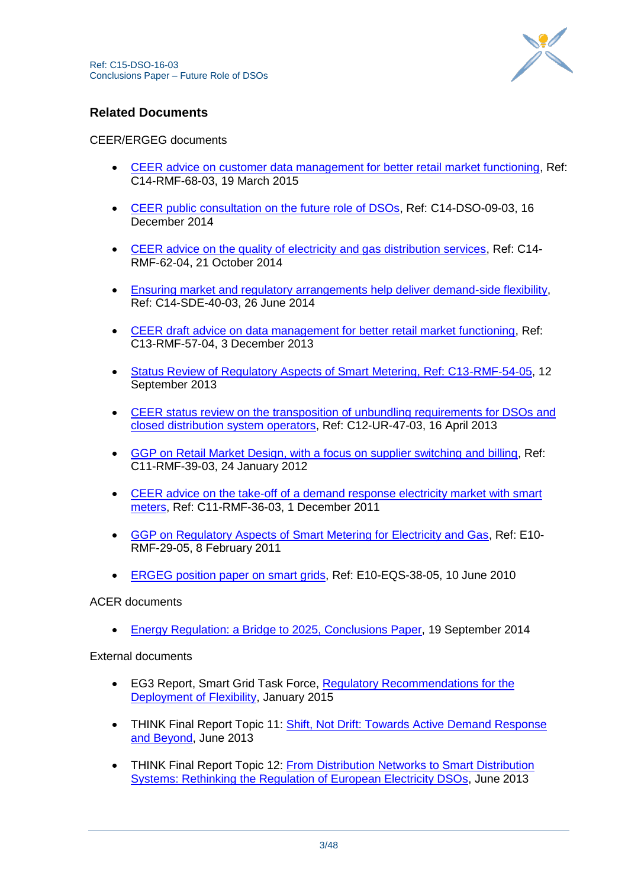## Related Documents

CEER/ERGEG documents

- CEER advice on customer data management for better retail market functioning, Ref: C14-RMF-68-03, 19 March 2015
- CEER public consultation on the future role of DSOs, Ref: C14-DSO-09-03, 16 December 2014
- CEER advice on the quality of electricity and gas distribution services, Ref: C14-RMF-62-04, 21 October 2014
- Ensuring market and regulatory arrangements help deliver demand-side flexibility, Ref: C14-SDE-40-03, 26 June 2014
- CEER draft advice on data management for better retail market functioning, Ref: C13-RMF-57-04, 3 December 2013
- Status Review of Regulatory Aspects of Smart Metering, Ref: C13-RMF-54-05, 12 September 2013
- CEER status review on the transposition of unbundling requirements for DSOs and closed distribution system operators, Ref: C12-UR-47-03, 16 April 2013
- GGP on Retail Market Design, with a focus on supplier switching and billing, Ref: C11-RMF-39-03, 24 January 2012
- CEER advice on the take-off of a demand response electricity market with smart meters, Ref: C11-RMF-36-03, 1 December 2011
- GGP on Regulatory Aspects of Smart Metering for Electricity and Gas, Ref: E10-RMF-29-05, 8 February 2011
- ERGEG position paper on smart grids, Ref: E10-EQS-38-05, 10 June 2010

ACER documents

- Energy Regulation: a Bridge to 2025, Conclusions Paper, 19 September 2014

External documents

- EG3 Report, Smart Grid Task Force, Regulatory Recommendations for the Deployment of Flexibility, January 2015
- THINK Final Report Topic 11: Shift, Not Drift: Towards Active Demand Response and Beyond, June 2013
- THINK Final Report Topic 12: From Distribution Networks to Smart Distribution Systems: Rethinking the Regulation of European Electricity DSOs, June 2013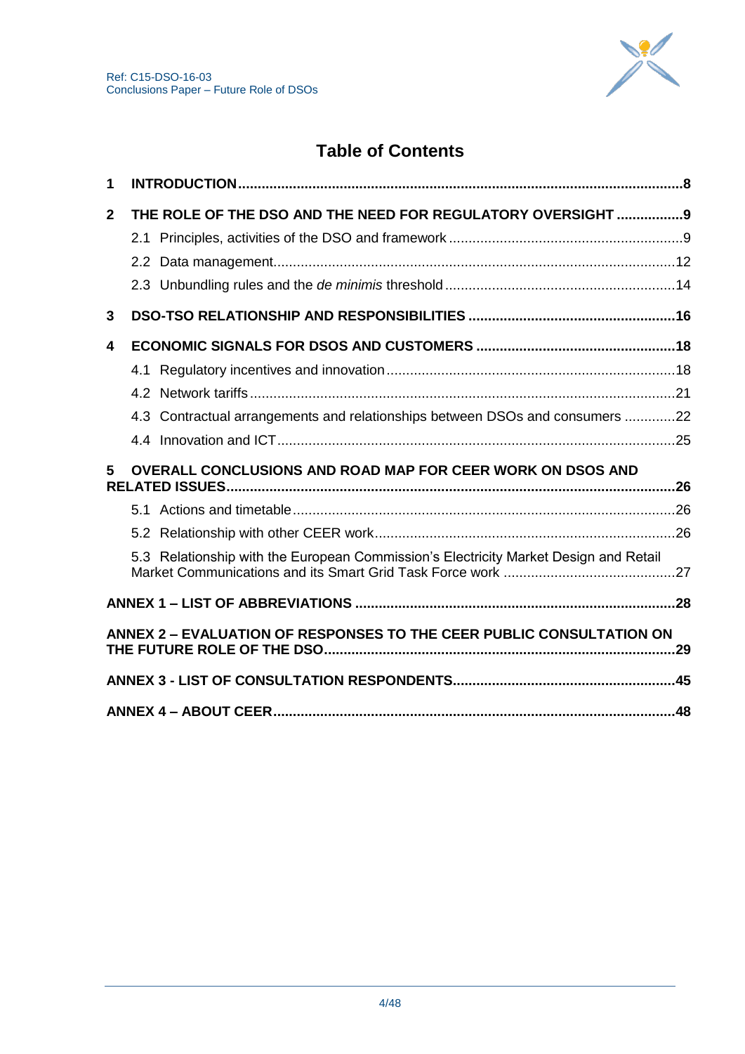# Table of Contents

**1 INTRODUCTION.......................................................................................................8**

**2 THE ROLE OF THE DSO AND THE NEED FOR REGULATORY OVERSIGHT .................9**

2.1 Principles, activities of the DSO and framework ............................................................9

2.2 Data management.......................................................................................................12

2.3 Unbundling rules and the *de minimis* threshold ...........................................................14

**3 DSO-TSO RELATIONSHIP AND RESPONSIBILITIES ....................................................16**

**4 ECONOMIC SIGNALS FOR DSOS AND CUSTOMERS ...................................................18**

4.1 Regulatory incentives and innovation..........................................................................18

4.2 Network tariffs.............................................................................................................21

4.3 Contractual arrangements and relationships between DSOs and consumers .............22

4.4 Innovation and ICT.....................................................................................................25

**5 OVERALL CONCLUSIONS AND ROAD MAP FOR CEER WORK ON DSOS AND RELATED ISSUES..................................................................................................................26**

5.1 Actions and timetable.................................................................................................26

5.2 Relationship with other CEER work............................................................................26

5.3 Relationship with the European Commission's Electricity Market Design and Retail Market Communications and its Smart Grid Task Force work ............................................27

**ANNEX 1 – LIST OF ABBREVIATIONS .................................................................................28**

**ANNEX 2 – EVALUATION OF RESPONSES TO THE CEER PUBLIC CONSULTATION ON THE FUTURE ROLE OF THE DSO........................................................................................29**

**ANNEX 3 - LIST OF CONSULTATION RESPONDENTS........................................................45**

**ANNEX 4 – ABOUT CEER......................................................................................................48**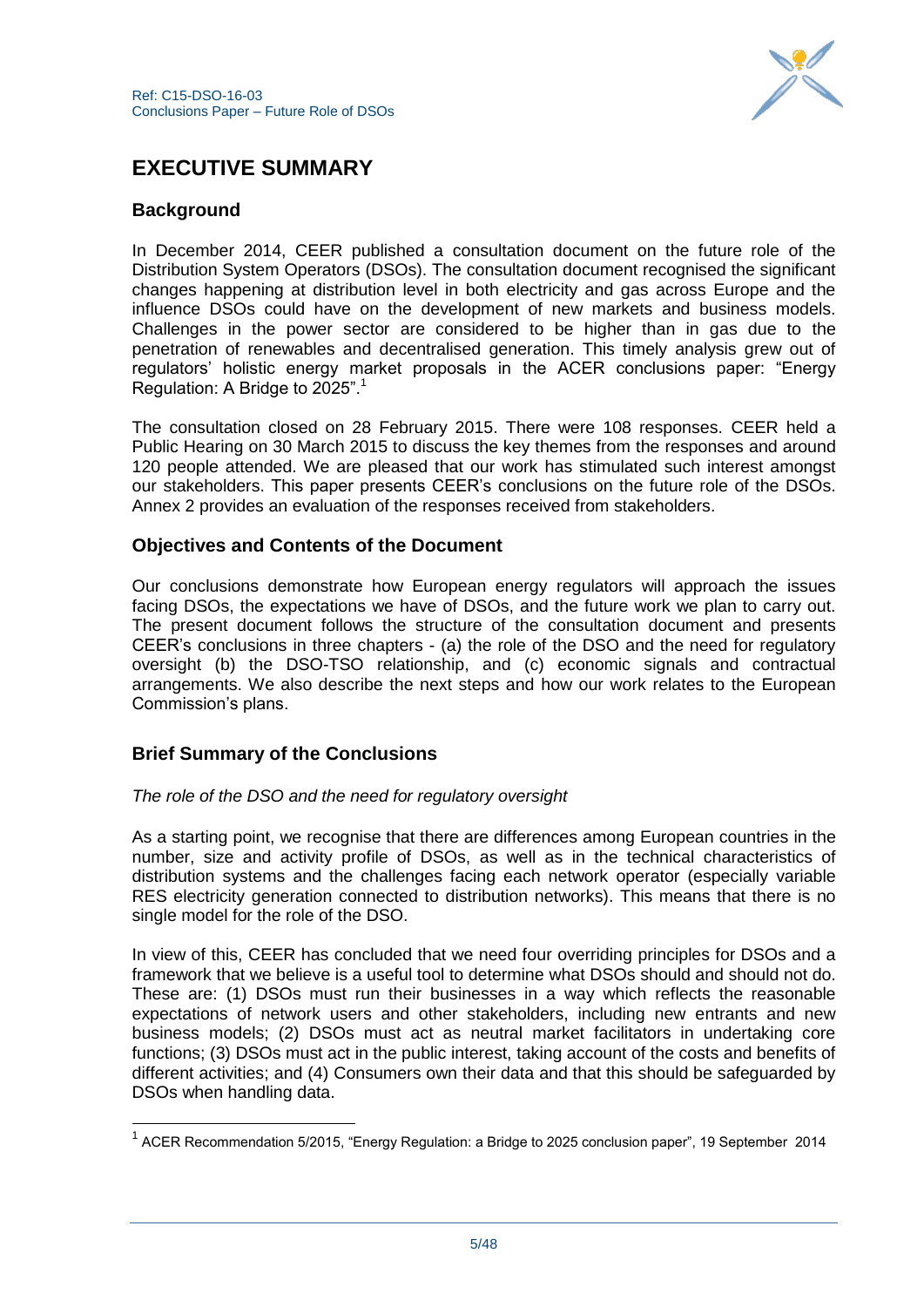## EXECUTIVE SUMMARY

### Background

In December 2014, CEER published a consultation document on the future role of the Distribution System Operators (DSOs). The consultation document recognised the significant changes happening at distribution level in both electricity and gas across Europe and the influence DSOs could have on the development of new markets and business models. Challenges in the power sector are considered to be higher than in gas due to the penetration of renewables and decentralised generation. This timely analysis grew out of regulators' holistic energy market proposals in the ACER conclusions paper: "Energy Regulation: A Bridge to 2025".[1]

The consultation closed on 28 February 2015. There were 108 responses. CEER held a Public Hearing on 30 March 2015 to discuss the key themes from the responses and around 120 people attended. We are pleased that our work has stimulated such interest amongst our stakeholders. This paper presents CEER's conclusions on the future role of the DSOs. Annex 2 provides an evaluation of the responses received from stakeholders.

### Objectives and Contents of the Document

Our conclusions demonstrate how European energy regulators will approach the issues facing DSOs, the expectations we have of DSOs, and the future work we plan to carry out. The present document follows the structure of the consultation document and presents CEER's conclusions in three chapters - (a) the role of the DSO and the need for regulatory oversight (b) the DSO-TSO relationship, and (c) economic signals and contractual arrangements. We also describe the next steps and how our work relates to the European Commission's plans.

### Brief Summary of the Conclusions

*The role of the DSO and the need for regulatory oversight*

As a starting point, we recognise that there are differences among European countries in the number, size and activity profile of DSOs, as well as in the technical characteristics of distribution systems and the challenges facing each network operator (especially variable RES electricity generation connected to distribution networks). This means that there is no single model for the role of the DSO.

In view of this, CEER has concluded that we need four overriding principles for DSOs and a framework that we believe is a useful tool to determine what DSOs should and should not do. These are: (1) DSOs must run their businesses in a way which reflects the reasonable expectations of network users and other stakeholders, including new entrants and new business models; (2) DSOs must act as neutral market facilitators in undertaking core functions; (3) DSOs must act in the public interest, taking account of the costs and benefits of different activities; and (4) Consumers own their data and that this should be safeguarded by DSOs when handling data.

---

[1] ACER Recommendation 5/2015, "Energy Regulation: a Bridge to 2025 conclusion paper", 19 September 2014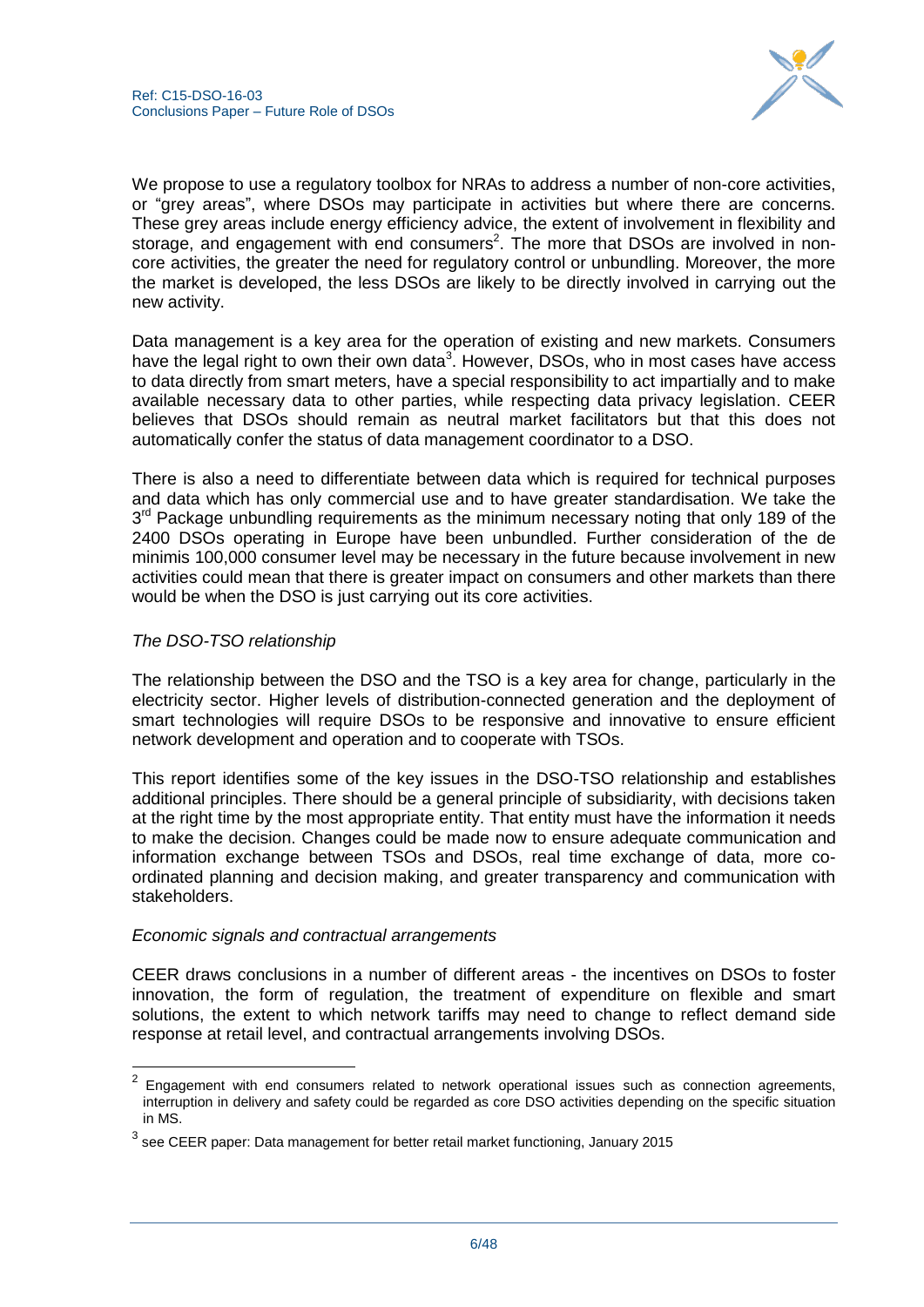We propose to use a regulatory toolbox for NRAs to address a number of non-core activities, or "grey areas", where DSOs may participate in activities but where there are concerns. These grey areas include energy efficiency advice, the extent of involvement in flexibility and storage, and engagement with end consumers[2]. The more that DSOs are involved in non-core activities, the greater the need for regulatory control or unbundling. Moreover, the more the market is developed, the less DSOs are likely to be directly involved in carrying out the new activity.

Data management is a key area for the operation of existing and new markets. Consumers have the legal right to own their own data[3]. However, DSOs, who in most cases have access to data directly from smart meters, have a special responsibility to act impartially and to make available necessary data to other parties, while respecting data privacy legislation. CEER believes that DSOs should remain as neutral market facilitators but that this does not automatically confer the status of data management coordinator to a DSO.

There is also a need to differentiate between data which is required for technical purposes and data which has only commercial use and to have greater standardisation. We take the 3rd Package unbundling requirements as the minimum necessary noting that only 189 of the 2400 DSOs operating in Europe have been unbundled. Further consideration of the de minimis 100,000 consumer level may be necessary in the future because involvement in new activities could mean that there is greater impact on consumers and other markets than there would be when the DSO is just carrying out its core activities.

*The DSO-TSO relationship*

The relationship between the DSO and the TSO is a key area for change, particularly in the electricity sector. Higher levels of distribution-connected generation and the deployment of smart technologies will require DSOs to be responsive and innovative to ensure efficient network development and operation and to cooperate with TSOs.

This report identifies some of the key issues in the DSO-TSO relationship and establishes additional principles. There should be a general principle of subsidiarity, with decisions taken at the right time by the most appropriate entity. That entity must have the information it needs to make the decision. Changes could be made now to ensure adequate communication and information exchange between TSOs and DSOs, real time exchange of data, more co-ordinated planning and decision making, and greater transparency and communication with stakeholders.

*Economic signals and contractual arrangements*

CEER draws conclusions in a number of different areas - the incentives on DSOs to foster innovation, the form of regulation, the treatment of expenditure on flexible and smart solutions, the extent to which network tariffs may need to change to reflect demand side response at retail level, and contractual arrangements involving DSOs.

---

[2] Engagement with end consumers related to network operational issues such as connection agreements, interruption in delivery and safety could be regarded as core DSO activities depending on the specific situation in MS.

[3] see CEER paper: Data management for better retail market functioning, January 2015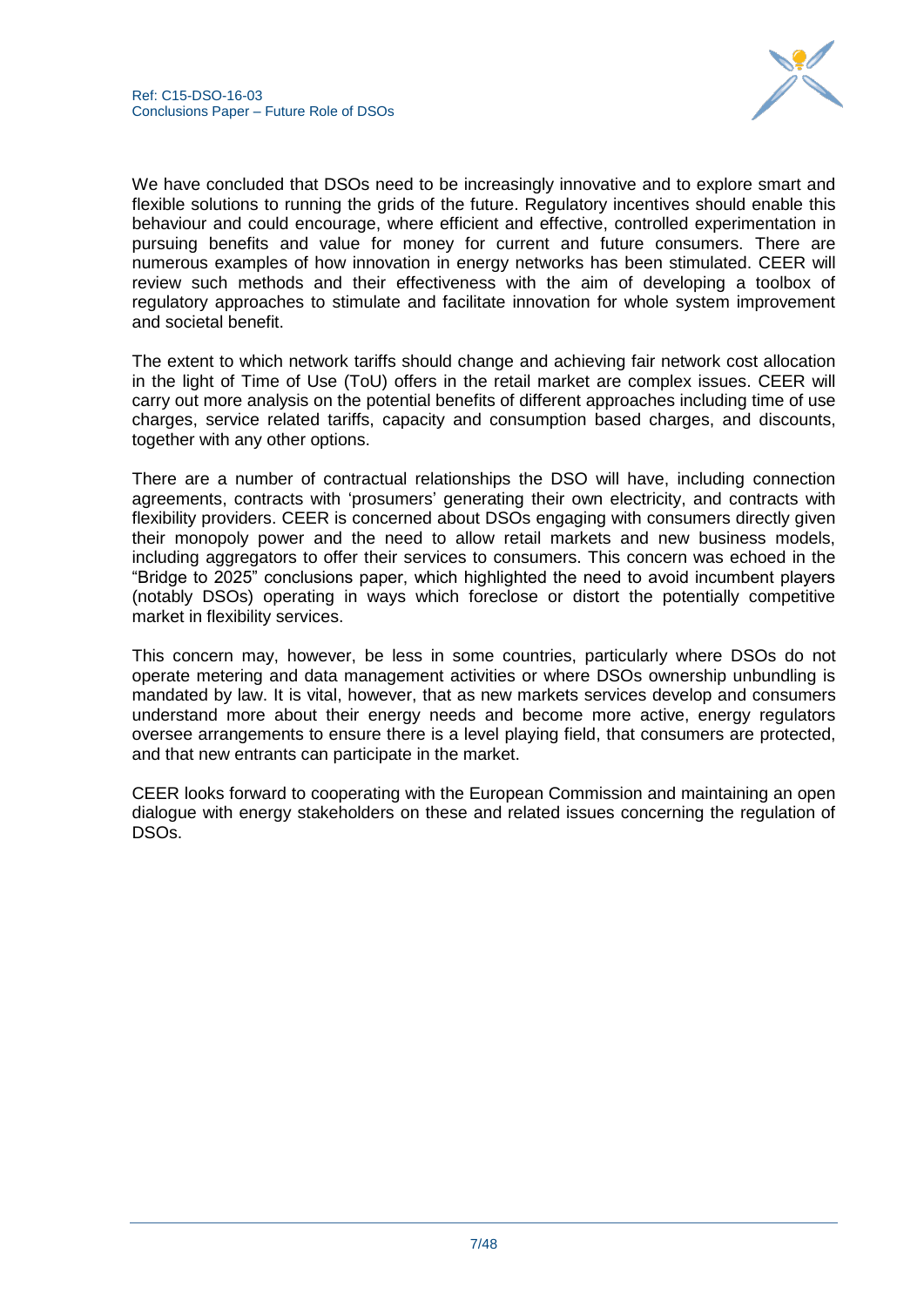We have concluded that DSOs need to be increasingly innovative and to explore smart and flexible solutions to running the grids of the future. Regulatory incentives should enable this behaviour and could encourage, where efficient and effective, controlled experimentation in pursuing benefits and value for money for current and future consumers. There are numerous examples of how innovation in energy networks has been stimulated. CEER will review such methods and their effectiveness with the aim of developing a toolbox of regulatory approaches to stimulate and facilitate innovation for whole system improvement and societal benefit.

The extent to which network tariffs should change and achieving fair network cost allocation in the light of Time of Use (ToU) offers in the retail market are complex issues. CEER will carry out more analysis on the potential benefits of different approaches including time of use charges, service related tariffs, capacity and consumption based charges, and discounts, together with any other options.

There are a number of contractual relationships the DSO will have, including connection agreements, contracts with 'prosumers' generating their own electricity, and contracts with flexibility providers. CEER is concerned about DSOs engaging with consumers directly given their monopoly power and the need to allow retail markets and new business models, including aggregators to offer their services to consumers. This concern was echoed in the "Bridge to 2025" conclusions paper, which highlighted the need to avoid incumbent players (notably DSOs) operating in ways which foreclose or distort the potentially competitive market in flexibility services.

This concern may, however, be less in some countries, particularly where DSOs do not operate metering and data management activities or where DSOs ownership unbundling is mandated by law. It is vital, however, that as new markets services develop and consumers understand more about their energy needs and become more active, energy regulators oversee arrangements to ensure there is a level playing field, that consumers are protected, and that new entrants can participate in the market.

CEER looks forward to cooperating with the European Commission and maintaining an open dialogue with energy stakeholders on these and related issues concerning the regulation of DSOs.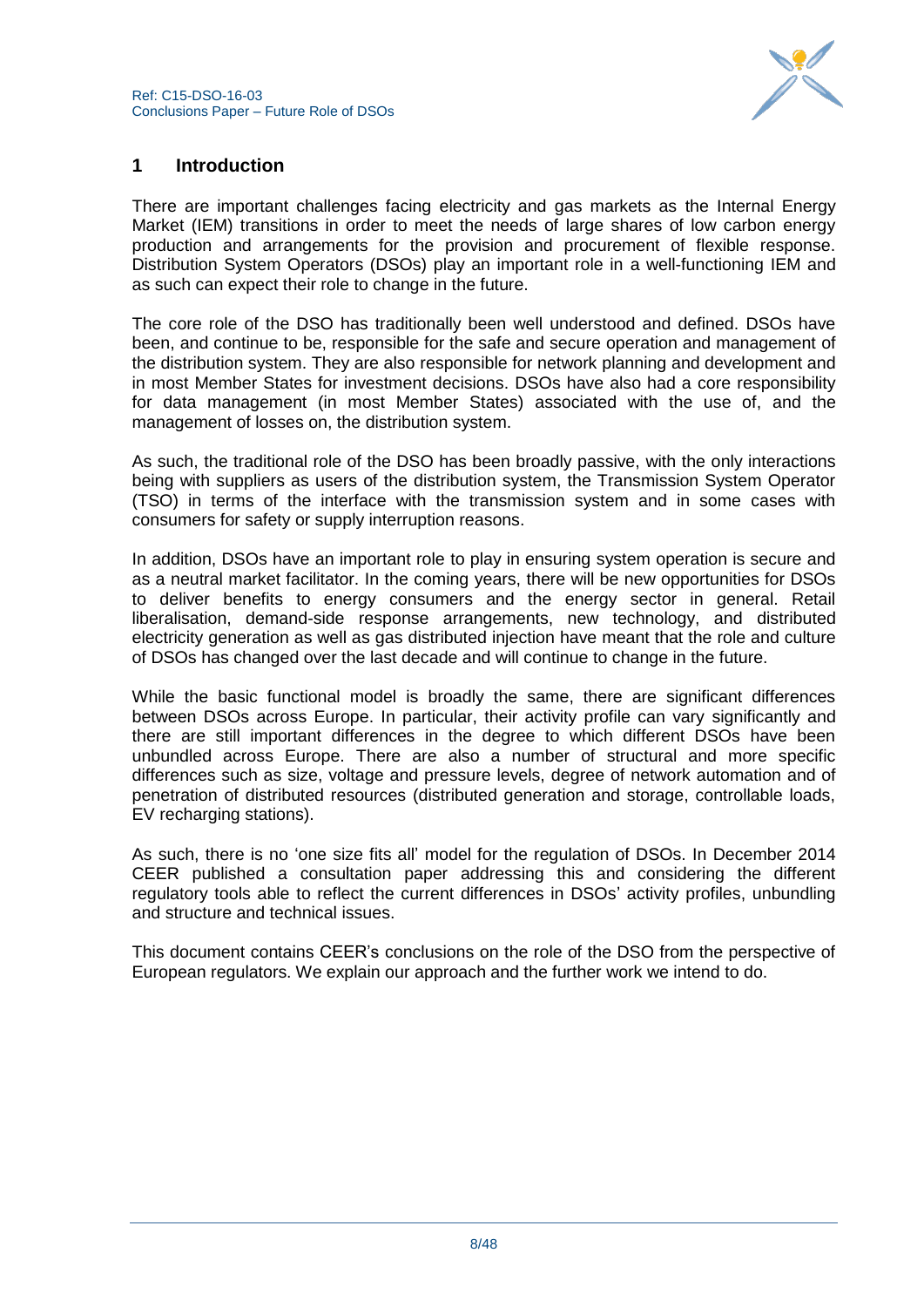# 1 Introduction

There are important challenges facing electricity and gas markets as the Internal Energy Market (IEM) transitions in order to meet the needs of large shares of low carbon energy production and arrangements for the provision and procurement of flexible response. Distribution System Operators (DSOs) play an important role in a well-functioning IEM and as such can expect their role to change in the future.

The core role of the DSO has traditionally been well understood and defined. DSOs have been, and continue to be, responsible for the safe and secure operation and management of the distribution system. They are also responsible for network planning and development and in most Member States for investment decisions. DSOs have also had a core responsibility for data management (in most Member States) associated with the use of, and the management of losses on, the distribution system.

As such, the traditional role of the DSO has been broadly passive, with the only interactions being with suppliers as users of the distribution system, the Transmission System Operator (TSO) in terms of the interface with the transmission system and in some cases with consumers for safety or supply interruption reasons.

In addition, DSOs have an important role to play in ensuring system operation is secure and as a neutral market facilitator. In the coming years, there will be new opportunities for DSOs to deliver benefits to energy consumers and the energy sector in general. Retail liberalisation, demand-side response arrangements, new technology, and distributed electricity generation as well as gas distributed injection have meant that the role and culture of DSOs has changed over the last decade and will continue to change in the future.

While the basic functional model is broadly the same, there are significant differences between DSOs across Europe. In particular, their activity profile can vary significantly and there are still important differences in the degree to which different DSOs have been unbundled across Europe. There are also a number of structural and more specific differences such as size, voltage and pressure levels, degree of network automation and of penetration of distributed resources (distributed generation and storage, controllable loads, EV recharging stations).

As such, there is no 'one size fits all' model for the regulation of DSOs. In December 2014 CEER published a consultation paper addressing this and considering the different regulatory tools able to reflect the current differences in DSOs' activity profiles, unbundling and structure and technical issues.

This document contains CEER's conclusions on the role of the DSO from the perspective of European regulators. We explain our approach and the further work we intend to do.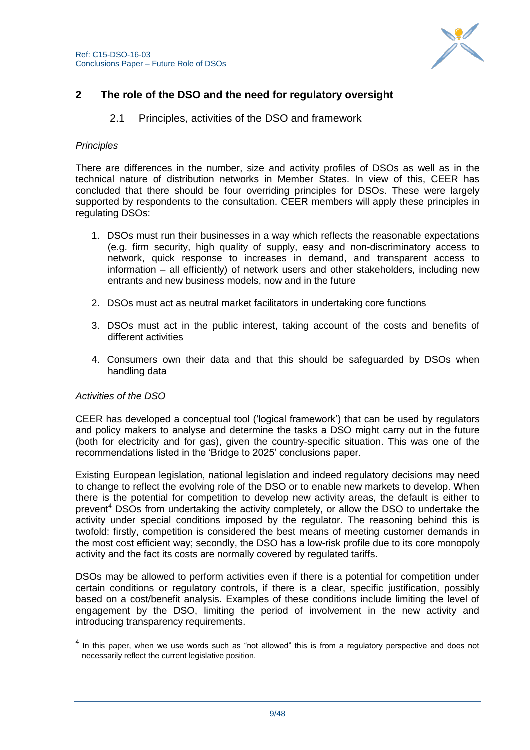## 2 The role of the DSO and the need for regulatory oversight

### 2.1 Principles, activities of the DSO and framework

*Principles*

There are differences in the number, size and activity profiles of DSOs as well as in the technical nature of distribution networks in Member States. In view of this, CEER has concluded that there should be four overriding principles for DSOs. These were largely supported by respondents to the consultation. CEER members will apply these principles in regulating DSOs:

1. DSOs must run their businesses in a way which reflects the reasonable expectations (e.g. firm security, high quality of supply, easy and non-discriminatory access to network, quick response to increases in demand, and transparent access to information – all efficiently) of network users and other stakeholders, including new entrants and new business models, now and in the future

2. DSOs must act as neutral market facilitators in undertaking core functions

3. DSOs must act in the public interest, taking account of the costs and benefits of different activities

4. Consumers own their data and that this should be safeguarded by DSOs when handling data

*Activities of the DSO*

CEER has developed a conceptual tool ('logical framework') that can be used by regulators and policy makers to analyse and determine the tasks a DSO might carry out in the future (both for electricity and for gas), given the country-specific situation. This was one of the recommendations listed in the 'Bridge to 2025' conclusions paper.

Existing European legislation, national legislation and indeed regulatory decisions may need to change to reflect the evolving role of the DSO or to enable new markets to develop. When there is the potential for competition to develop new activity areas, the default is either to prevent[4] DSOs from undertaking the activity completely, or allow the DSO to undertake the activity under special conditions imposed by the regulator. The reasoning behind this is twofold: firstly, competition is considered the best means of meeting customer demands in the most cost efficient way; secondly, the DSO has a low-risk profile due to its core monopoly activity and the fact its costs are normally covered by regulated tariffs.

DSOs may be allowed to perform activities even if there is a potential for competition under certain conditions or regulatory controls, if there is a clear, specific justification, possibly based on a cost/benefit analysis. Examples of these conditions include limiting the level of engagement by the DSO, limiting the period of involvement in the new activity and introducing transparency requirements.

[4] In this paper, when we use words such as "not allowed" this is from a regulatory perspective and does not necessarily reflect the current legislative position.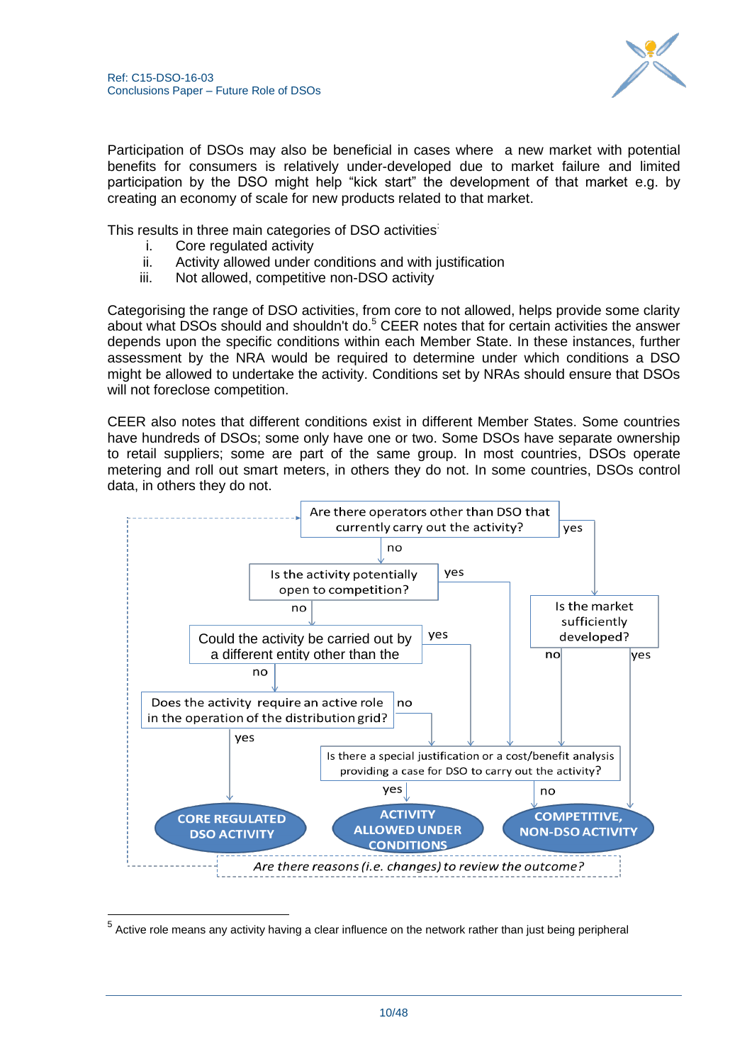Participation of DSOs may also be beneficial in cases where a new market with potential benefits for consumers is relatively under-developed due to market failure and limited participation by the DSO might help "kick start" the development of that market e.g. by creating an economy of scale for new products related to that market.

This results in three main categories of DSO activities:

i. Core regulated activity
ii. Activity allowed under conditions and with justification
iii. Not allowed, competitive non-DSO activity

Categorising the range of DSO activities, from core to not allowed, helps provide some clarity about what DSOs should and shouldn't do.[5] CEER notes that for certain activities the answer depends upon the specific conditions within each Member State. In these instances, further assessment by the NRA would be required to determine under which conditions a DSO might be allowed to undertake the activity. Conditions set by NRAs should ensure that DSOs will not foreclose competition.

CEER also notes that different conditions exist in different Member States. Some countries have hundreds of DSOs; some only have one or two. Some DSOs have separate ownership to retail suppliers; some are part of the same group. In most countries, DSOs operate metering and roll out smart meters, in others they do not. In some countries, DSOs control data, in others they do not.

Are there operators other than DSO that currently carry out the activity?

- yes → Is the market sufficiently developed?
  - no → Is there a special justification or a cost/benefit analysis providing a case for DSO to carry out the activity?
  - yes → COMPETITIVE, NON-DSO ACTIVITY
- no → Is the activity potentially open to competition?
  - yes → Is there a special justification or a cost/benefit analysis providing a case for DSO to carry out the activity?
  - no → Could the activity be carried out by a different entity other than the
    - yes → Is there a special justification or a cost/benefit analysis providing a case for DSO to carry out the activity?
    - no → Does the activity require an active role in the operation of the distribution grid?
      - yes → CORE REGULATED DSO ACTIVITY
      - no → Is there a special justification or a cost/benefit analysis providing a case for DSO to carry out the activity?

Is there a special justification or a cost/benefit analysis providing a case for DSO to carry out the activity?

- yes → ACTIVITY ALLOWED UNDER CONDITIONS
- no → COMPETITIVE, NON-DSO ACTIVITY

*Are there reasons (i.e. changes) to review the outcome?* → (back to start)

[5] Active role means any activity having a clear influence on the network rather than just being peripheral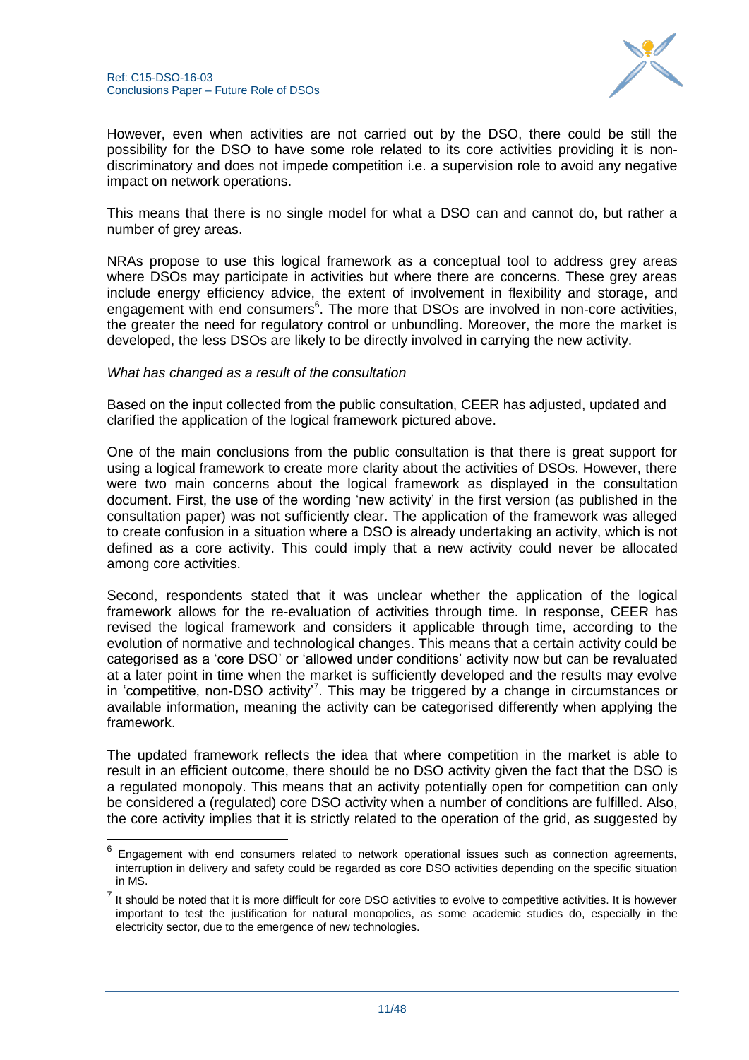However, even when activities are not carried out by the DSO, there could be still the possibility for the DSO to have some role related to its core activities providing it is non-discriminatory and does not impede competition i.e. a supervision role to avoid any negative impact on network operations.

This means that there is no single model for what a DSO can and cannot do, but rather a number of grey areas.

NRAs propose to use this logical framework as a conceptual tool to address grey areas where DSOs may participate in activities but where there are concerns. These grey areas include energy efficiency advice, the extent of involvement in flexibility and storage, and engagement with end consumers[6]. The more that DSOs are involved in non-core activities, the greater the need for regulatory control or unbundling. Moreover, the more the market is developed, the less DSOs are likely to be directly involved in carrying the new activity.

*What has changed as a result of the consultation*

Based on the input collected from the public consultation, CEER has adjusted, updated and clarified the application of the logical framework pictured above.

One of the main conclusions from the public consultation is that there is great support for using a logical framework to create more clarity about the activities of DSOs. However, there were two main concerns about the logical framework as displayed in the consultation document. First, the use of the wording 'new activity' in the first version (as published in the consultation paper) was not sufficiently clear. The application of the framework was alleged to create confusion in a situation where a DSO is already undertaking an activity, which is not defined as a core activity. This could imply that a new activity could never be allocated among core activities.

Second, respondents stated that it was unclear whether the application of the logical framework allows for the re-evaluation of activities through time. In response, CEER has revised the logical framework and considers it applicable through time, according to the evolution of normative and technological changes. This means that a certain activity could be categorised as a 'core DSO' or 'allowed under conditions' activity now but can be revaluated at a later point in time when the market is sufficiently developed and the results may evolve in 'competitive, non-DSO activity'[7]. This may be triggered by a change in circumstances or available information, meaning the activity can be categorised differently when applying the framework.

The updated framework reflects the idea that where competition in the market is able to result in an efficient outcome, there should be no DSO activity given the fact that the DSO is a regulated monopoly. This means that an activity potentially open for competition can only be considered a (regulated) core DSO activity when a number of conditions are fulfilled. Also, the core activity implies that it is strictly related to the operation of the grid, as suggested by

---

[6] Engagement with end consumers related to network operational issues such as connection agreements, interruption in delivery and safety could be regarded as core DSO activities depending on the specific situation in MS.

[7] It should be noted that it is more difficult for core DSO activities to evolve to competitive activities. It is however important to test the justification for natural monopolies, as some academic studies do, especially in the electricity sector, due to the emergence of new technologies.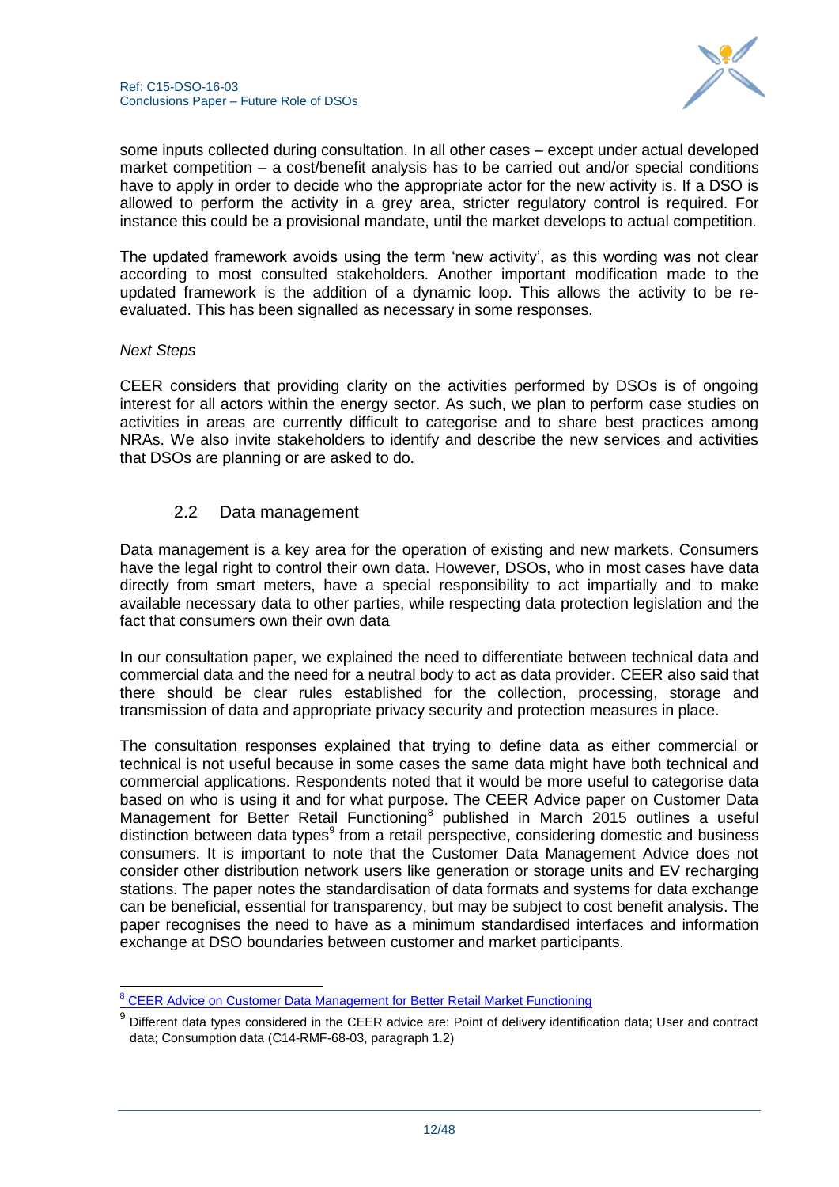some inputs collected during consultation. In all other cases – except under actual developed market competition – a cost/benefit analysis has to be carried out and/or special conditions have to apply in order to decide who the appropriate actor for the new activity is. If a DSO is allowed to perform the activity in a grey area, stricter regulatory control is required. For instance this could be a provisional mandate, until the market develops to actual competition.

The updated framework avoids using the term 'new activity', as this wording was not clear according to most consulted stakeholders. Another important modification made to the updated framework is the addition of a dynamic loop. This allows the activity to be re-evaluated. This has been signalled as necessary in some responses.

*Next Steps*

CEER considers that providing clarity on the activities performed by DSOs is of ongoing interest for all actors within the energy sector. As such, we plan to perform case studies on activities in areas are currently difficult to categorise and to share best practices among NRAs. We also invite stakeholders to identify and describe the new services and activities that DSOs are planning or are asked to do.

## 2.2 Data management

Data management is a key area for the operation of existing and new markets. Consumers have the legal right to control their own data. However, DSOs, who in most cases have data directly from smart meters, have a special responsibility to act impartially and to make available necessary data to other parties, while respecting data protection legislation and the fact that consumers own their own data

In our consultation paper, we explained the need to differentiate between technical data and commercial data and the need for a neutral body to act as data provider. CEER also said that there should be clear rules established for the collection, processing, storage and transmission of data and appropriate privacy security and protection measures in place.

The consultation responses explained that trying to define data as either commercial or technical is not useful because in some cases the same data might have both technical and commercial applications. Respondents noted that it would be more useful to categorise data based on who is using it and for what purpose. The CEER Advice paper on Customer Data Management for Better Retail Functioning[8] published in March 2015 outlines a useful distinction between data types[9] from a retail perspective, considering domestic and business consumers. It is important to note that the Customer Data Management Advice does not consider other distribution network users like generation or storage units and EV recharging stations. The paper notes the standardisation of data formats and systems for data exchange can be beneficial, essential for transparency, but may be subject to cost benefit analysis. The paper recognises the need to have as a minimum standardised interfaces and information exchange at DSO boundaries between customer and market participants.

---

[8] CEER Advice on Customer Data Management for Better Retail Market Functioning

[9] Different data types considered in the CEER advice are: Point of delivery identification data; User and contract data; Consumption data (C14-RMF-68-03, paragraph 1.2)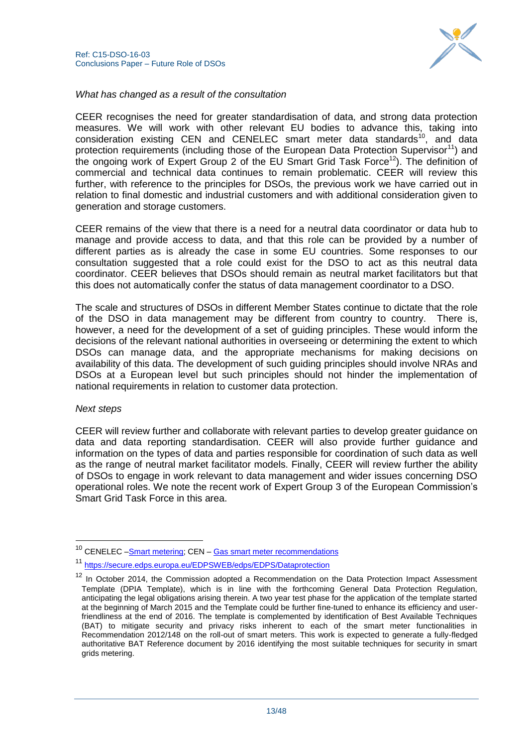*What has changed as a result of the consultation*

CEER recognises the need for greater standardisation of data, and strong data protection measures. We will work with other relevant EU bodies to advance this, taking into consideration existing CEN and CENELEC smart meter data standards[10], and data protection requirements (including those of the European Data Protection Supervisor[11]) and the ongoing work of Expert Group 2 of the EU Smart Grid Task Force[12]). The definition of commercial and technical data continues to remain problematic. CEER will review this further, with reference to the principles for DSOs, the previous work we have carried out in relation to final domestic and industrial customers and with additional consideration given to generation and storage customers.

CEER remains of the view that there is a need for a neutral data coordinator or data hub to manage and provide access to data, and that this role can be provided by a number of different parties as is already the case in some EU countries. Some responses to our consultation suggested that a role could exist for the DSO to act as this neutral data coordinator. CEER believes that DSOs should remain as neutral market facilitators but that this does not automatically confer the status of data management coordinator to a DSO.

The scale and structures of DSOs in different Member States continue to dictate that the role of the DSO in data management may be different from country to country. There is, however, a need for the development of a set of guiding principles. These would inform the decisions of the relevant national authorities in overseeing or determining the extent to which DSOs can manage data, and the appropriate mechanisms for making decisions on availability of this data. The development of such guiding principles should involve NRAs and DSOs at a European level but such principles should not hinder the implementation of national requirements in relation to customer data protection.

*Next steps*

CEER will review further and collaborate with relevant parties to develop greater guidance on data and data reporting standardisation. CEER will also provide further guidance and information on the types of data and parties responsible for coordination of such data as well as the range of neutral market facilitator models. Finally, CEER will review further the ability of DSOs to engage in work relevant to data management and wider issues concerning DSO operational roles. We note the recent work of Expert Group 3 of the European Commission's Smart Grid Task Force in this area.

---

[10] CENELEC –Smart metering; CEN – Gas smart meter recommendations

[11] https://secure.edps.europa.eu/EDPSWEB/edps/EDPS/Dataprotection

[12] In October 2014, the Commission adopted a Recommendation on the Data Protection Impact Assessment Template (DPIA Template), which is in line with the forthcoming General Data Protection Regulation, anticipating the legal obligations arising therein. A two year test phase for the application of the template started at the beginning of March 2015 and the Template could be further fine-tuned to enhance its efficiency and user-friendliness at the end of 2016. The template is complemented by identification of Best Available Techniques (BAT) to mitigate security and privacy risks inherent to each of the smart meter functionalities in Recommendation 2012/148 on the roll-out of smart meters. This work is expected to generate a fully-fledged authoritative BAT Reference document by 2016 identifying the most suitable techniques for security in smart grids metering.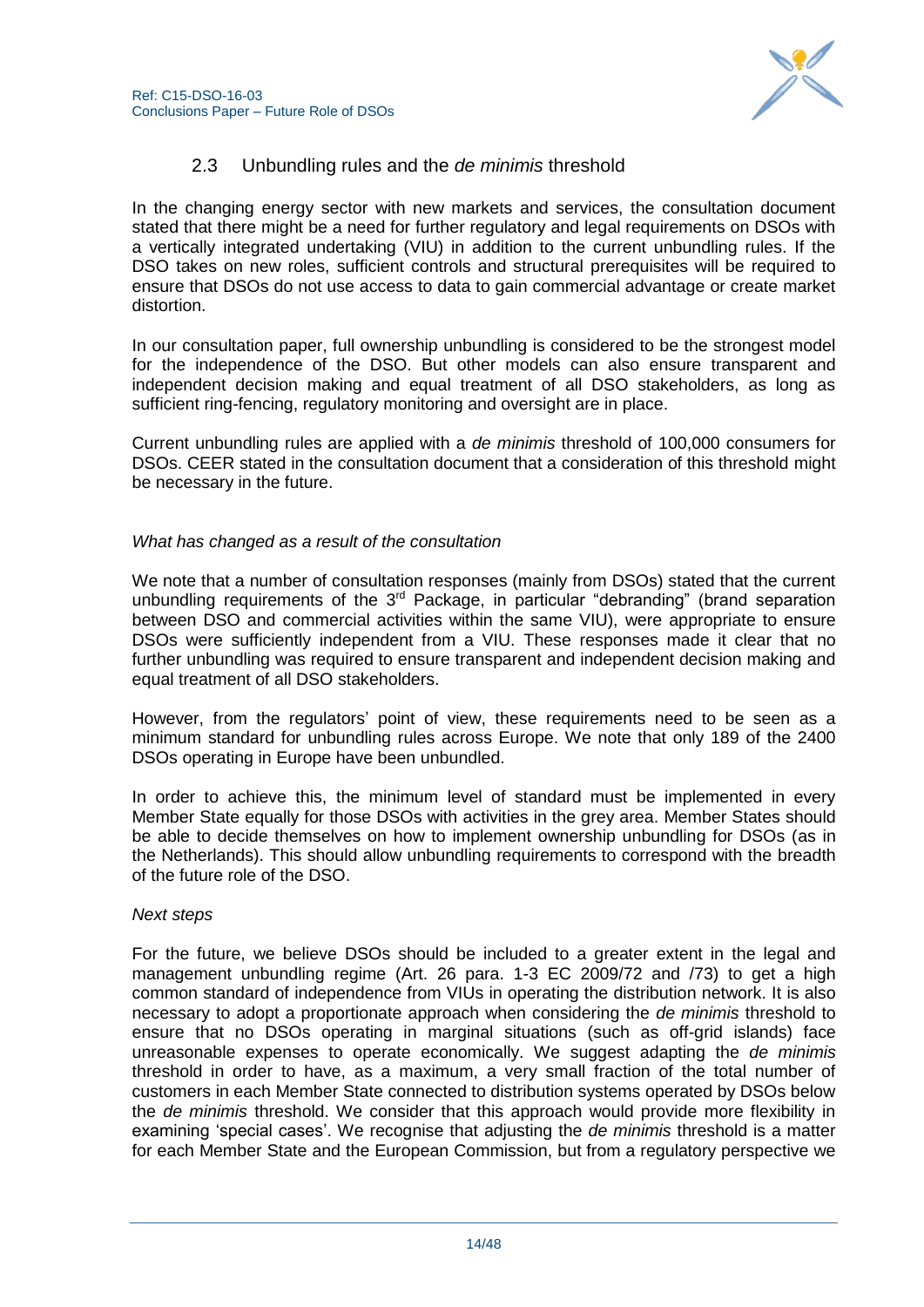### 2.3 Unbundling rules and the *de minimis* threshold

In the changing energy sector with new markets and services, the consultation document stated that there might be a need for further regulatory and legal requirements on DSOs with a vertically integrated undertaking (VIU) in addition to the current unbundling rules. If the DSO takes on new roles, sufficient controls and structural prerequisites will be required to ensure that DSOs do not use access to data to gain commercial advantage or create market distortion.

In our consultation paper, full ownership unbundling is considered to be the strongest model for the independence of the DSO. But other models can also ensure transparent and independent decision making and equal treatment of all DSO stakeholders, as long as sufficient ring-fencing, regulatory monitoring and oversight are in place.

Current unbundling rules are applied with a *de minimis* threshold of 100,000 consumers for DSOs. CEER stated in the consultation document that a consideration of this threshold might be necessary in the future.

*What has changed as a result of the consultation*

We note that a number of consultation responses (mainly from DSOs) stated that the current unbundling requirements of the 3rd Package, in particular "debranding" (brand separation between DSO and commercial activities within the same VIU), were appropriate to ensure DSOs were sufficiently independent from a VIU. These responses made it clear that no further unbundling was required to ensure transparent and independent decision making and equal treatment of all DSO stakeholders.

However, from the regulators' point of view, these requirements need to be seen as a minimum standard for unbundling rules across Europe. We note that only 189 of the 2400 DSOs operating in Europe have been unbundled.

In order to achieve this, the minimum level of standard must be implemented in every Member State equally for those DSOs with activities in the grey area. Member States should be able to decide themselves on how to implement ownership unbundling for DSOs (as in the Netherlands). This should allow unbundling requirements to correspond with the breadth of the future role of the DSO.

*Next steps*

For the future, we believe DSOs should be included to a greater extent in the legal and management unbundling regime (Art. 26 para. 1-3 EC 2009/72 and /73) to get a high common standard of independence from VIUs in operating the distribution network. It is also necessary to adopt a proportionate approach when considering the *de minimis* threshold to ensure that no DSOs operating in marginal situations (such as off-grid islands) face unreasonable expenses to operate economically. We suggest adapting the *de minimis* threshold in order to have, as a maximum, a very small fraction of the total number of customers in each Member State connected to distribution systems operated by DSOs below the *de minimis* threshold. We consider that this approach would provide more flexibility in examining 'special cases'. We recognise that adjusting the *de minimis* threshold is a matter for each Member State and the European Commission, but from a regulatory perspective we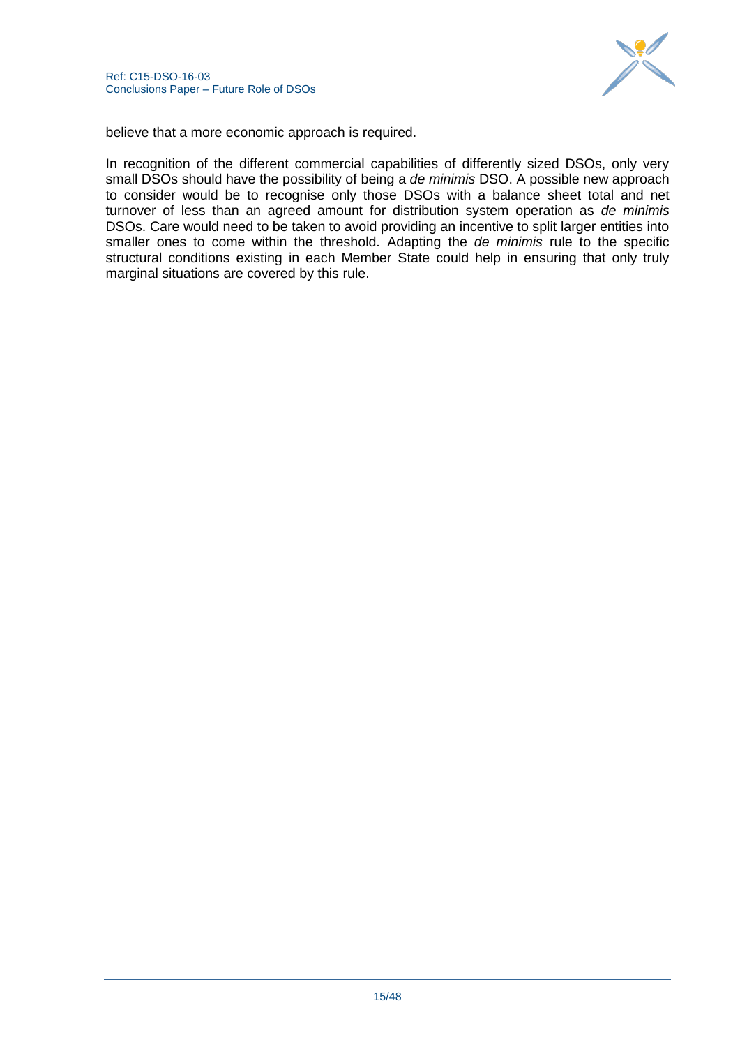believe that a more economic approach is required.

In recognition of the different commercial capabilities of differently sized DSOs, only very small DSOs should have the possibility of being a *de minimis* DSO. A possible new approach to consider would be to recognise only those DSOs with a balance sheet total and net turnover of less than an agreed amount for distribution system operation as *de minimis* DSOs. Care would need to be taken to avoid providing an incentive to split larger entities into smaller ones to come within the threshold. Adapting the *de minimis* rule to the specific structural conditions existing in each Member State could help in ensuring that only truly marginal situations are covered by this rule.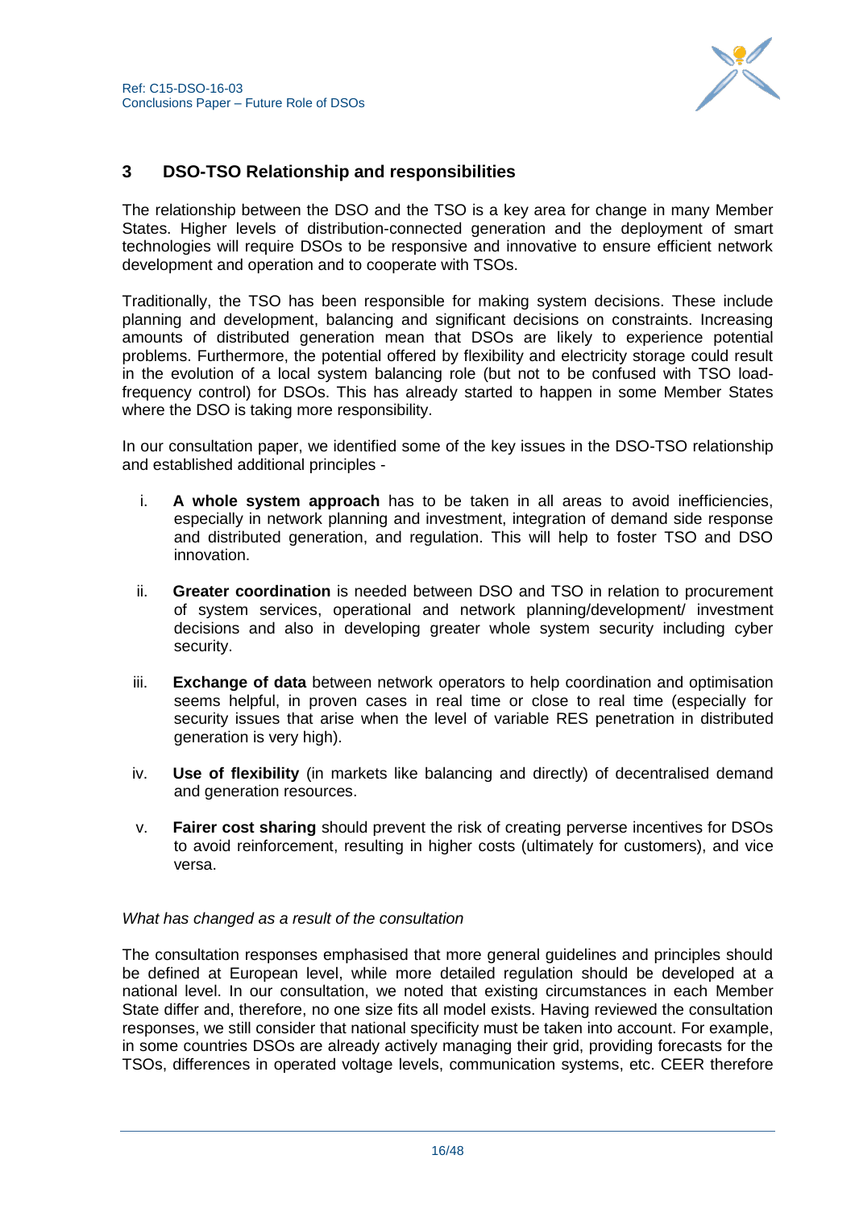## 3 DSO-TSO Relationship and responsibilities

The relationship between the DSO and the TSO is a key area for change in many Member States. Higher levels of distribution-connected generation and the deployment of smart technologies will require DSOs to be responsive and innovative to ensure efficient network development and operation and to cooperate with TSOs.

Traditionally, the TSO has been responsible for making system decisions. These include planning and development, balancing and significant decisions on constraints. Increasing amounts of distributed generation mean that DSOs are likely to experience potential problems. Furthermore, the potential offered by flexibility and electricity storage could result in the evolution of a local system balancing role (but not to be confused with TSO load-frequency control) for DSOs. This has already started to happen in some Member States where the DSO is taking more responsibility.

In our consultation paper, we identified some of the key issues in the DSO-TSO relationship and established additional principles -

i. **A whole system approach** has to be taken in all areas to avoid inefficiencies, especially in network planning and investment, integration of demand side response and distributed generation, and regulation. This will help to foster TSO and DSO innovation.

ii. **Greater coordination** is needed between DSO and TSO in relation to procurement of system services, operational and network planning/development/ investment decisions and also in developing greater whole system security including cyber security.

iii. **Exchange of data** between network operators to help coordination and optimisation seems helpful, in proven cases in real time or close to real time (especially for security issues that arise when the level of variable RES penetration in distributed generation is very high).

iv. **Use of flexibility** (in markets like balancing and directly) of decentralised demand and generation resources.

v. **Fairer cost sharing** should prevent the risk of creating perverse incentives for DSOs to avoid reinforcement, resulting in higher costs (ultimately for customers), and vice versa.

*What has changed as a result of the consultation*

The consultation responses emphasised that more general guidelines and principles should be defined at European level, while more detailed regulation should be developed at a national level. In our consultation, we noted that existing circumstances in each Member State differ and, therefore, no one size fits all model exists. Having reviewed the consultation responses, we still consider that national specificity must be taken into account. For example, in some countries DSOs are already actively managing their grid, providing forecasts for the TSOs, differences in operated voltage levels, communication systems, etc. CEER therefore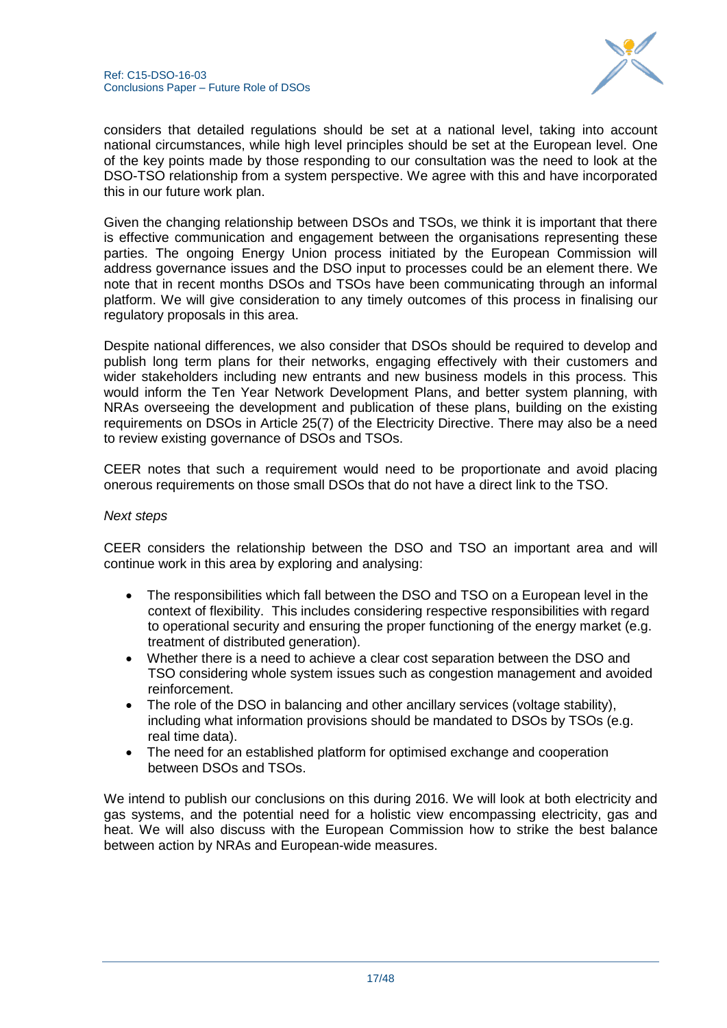considers that detailed regulations should be set at a national level, taking into account national circumstances, while high level principles should be set at the European level. One of the key points made by those responding to our consultation was the need to look at the DSO-TSO relationship from a system perspective. We agree with this and have incorporated this in our future work plan.

Given the changing relationship between DSOs and TSOs, we think it is important that there is effective communication and engagement between the organisations representing these parties. The ongoing Energy Union process initiated by the European Commission will address governance issues and the DSO input to processes could be an element there. We note that in recent months DSOs and TSOs have been communicating through an informal platform. We will give consideration to any timely outcomes of this process in finalising our regulatory proposals in this area.

Despite national differences, we also consider that DSOs should be required to develop and publish long term plans for their networks, engaging effectively with their customers and wider stakeholders including new entrants and new business models in this process. This would inform the Ten Year Network Development Plans, and better system planning, with NRAs overseeing the development and publication of these plans, building on the existing requirements on DSOs in Article 25(7) of the Electricity Directive. There may also be a need to review existing governance of DSOs and TSOs.

CEER notes that such a requirement would need to be proportionate and avoid placing onerous requirements on those small DSOs that do not have a direct link to the TSO.

*Next steps*

CEER considers the relationship between the DSO and TSO an important area and will continue work in this area by exploring and analysing:

- The responsibilities which fall between the DSO and TSO on a European level in the context of flexibility. This includes considering respective responsibilities with regard to operational security and ensuring the proper functioning of the energy market (e.g. treatment of distributed generation).
- Whether there is a need to achieve a clear cost separation between the DSO and TSO considering whole system issues such as congestion management and avoided reinforcement.
- The role of the DSO in balancing and other ancillary services (voltage stability), including what information provisions should be mandated to DSOs by TSOs (e.g. real time data).
- The need for an established platform for optimised exchange and cooperation between DSOs and TSOs.

We intend to publish our conclusions on this during 2016. We will look at both electricity and gas systems, and the potential need for a holistic view encompassing electricity, gas and heat. We will also discuss with the European Commission how to strike the best balance between action by NRAs and European-wide measures.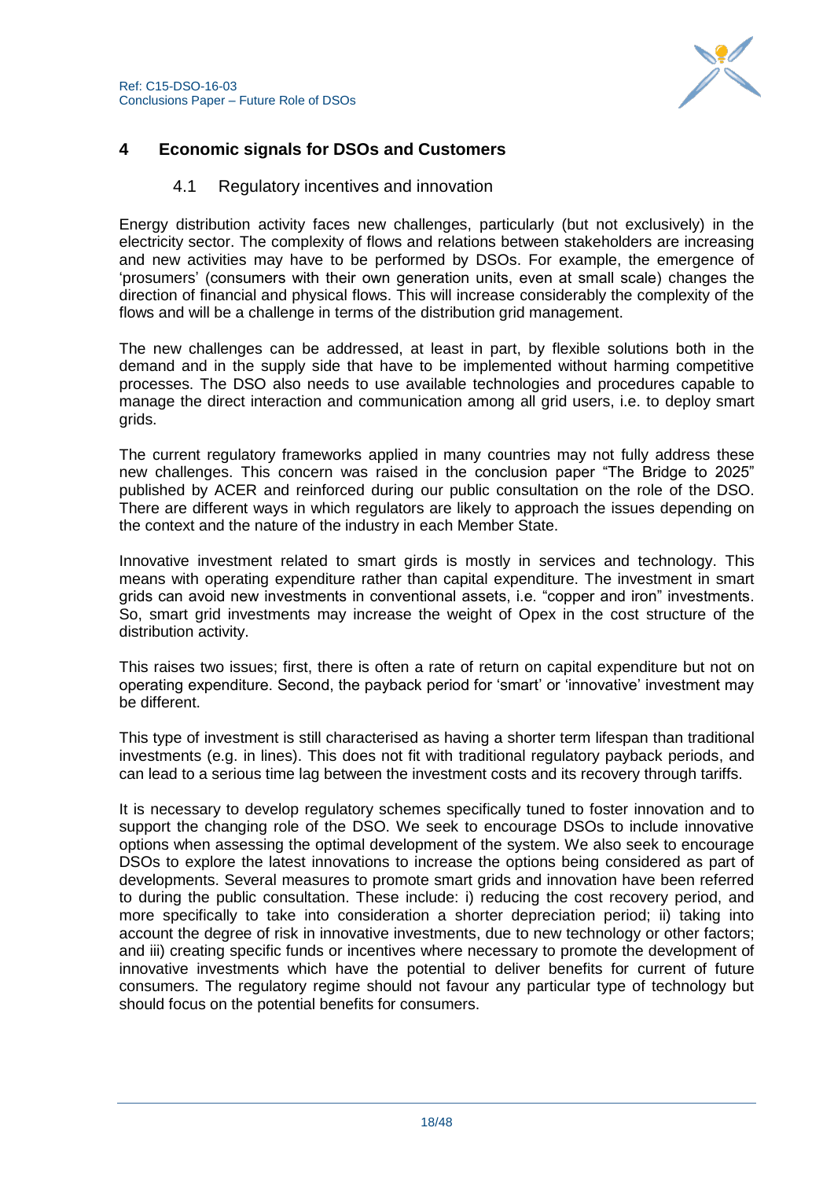# 4 Economic signals for DSOs and Customers

## 4.1 Regulatory incentives and innovation

Energy distribution activity faces new challenges, particularly (but not exclusively) in the electricity sector. The complexity of flows and relations between stakeholders are increasing and new activities may have to be performed by DSOs. For example, the emergence of 'prosumers' (consumers with their own generation units, even at small scale) changes the direction of financial and physical flows. This will increase considerably the complexity of the flows and will be a challenge in terms of the distribution grid management.

The new challenges can be addressed, at least in part, by flexible solutions both in the demand and in the supply side that have to be implemented without harming competitive processes. The DSO also needs to use available technologies and procedures capable to manage the direct interaction and communication among all grid users, i.e. to deploy smart grids.

The current regulatory frameworks applied in many countries may not fully address these new challenges. This concern was raised in the conclusion paper "The Bridge to 2025" published by ACER and reinforced during our public consultation on the role of the DSO. There are different ways in which regulators are likely to approach the issues depending on the context and the nature of the industry in each Member State.

Innovative investment related to smart girds is mostly in services and technology. This means with operating expenditure rather than capital expenditure. The investment in smart grids can avoid new investments in conventional assets, i.e. "copper and iron" investments. So, smart grid investments may increase the weight of Opex in the cost structure of the distribution activity.

This raises two issues; first, there is often a rate of return on capital expenditure but not on operating expenditure. Second, the payback period for 'smart' or 'innovative' investment may be different.

This type of investment is still characterised as having a shorter term lifespan than traditional investments (e.g. in lines). This does not fit with traditional regulatory payback periods, and can lead to a serious time lag between the investment costs and its recovery through tariffs.

It is necessary to develop regulatory schemes specifically tuned to foster innovation and to support the changing role of the DSO. We seek to encourage DSOs to include innovative options when assessing the optimal development of the system. We also seek to encourage DSOs to explore the latest innovations to increase the options being considered as part of developments. Several measures to promote smart grids and innovation have been referred to during the public consultation. These include: i) reducing the cost recovery period, and more specifically to take into consideration a shorter depreciation period; ii) taking into account the degree of risk in innovative investments, due to new technology or other factors; and iii) creating specific funds or incentives where necessary to promote the development of innovative investments which have the potential to deliver benefits for current of future consumers. The regulatory regime should not favour any particular type of technology but should focus on the potential benefits for consumers.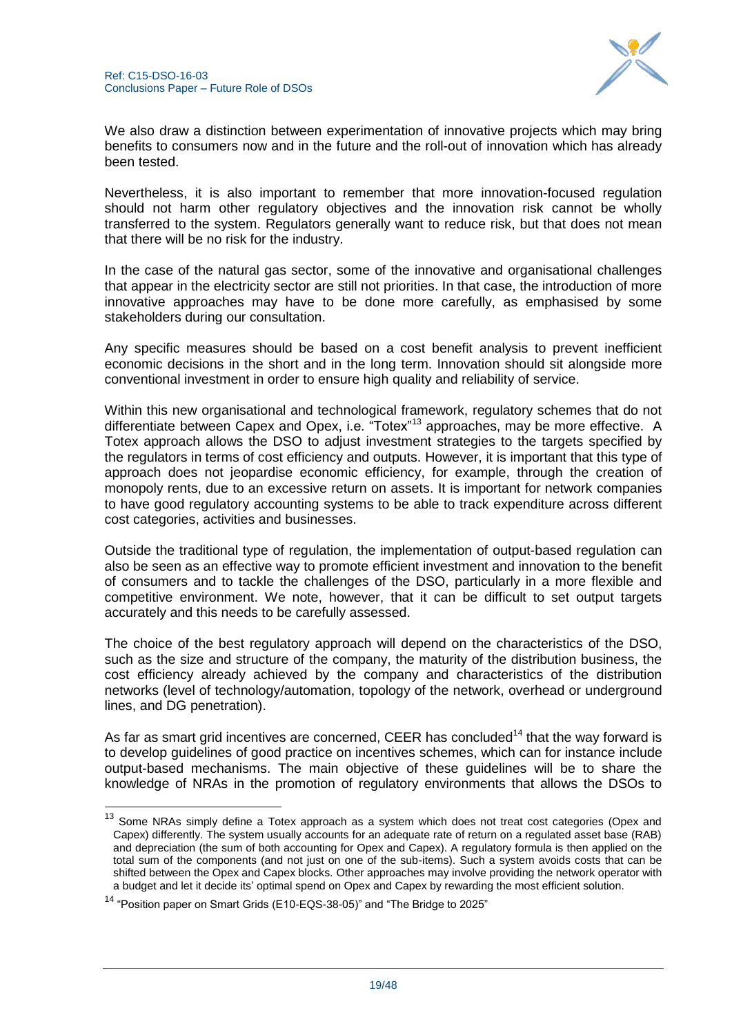We also draw a distinction between experimentation of innovative projects which may bring benefits to consumers now and in the future and the roll-out of innovation which has already been tested.

Nevertheless, it is also important to remember that more innovation-focused regulation should not harm other regulatory objectives and the innovation risk cannot be wholly transferred to the system. Regulators generally want to reduce risk, but that does not mean that there will be no risk for the industry.

In the case of the natural gas sector, some of the innovative and organisational challenges that appear in the electricity sector are still not priorities. In that case, the introduction of more innovative approaches may have to be done more carefully, as emphasised by some stakeholders during our consultation.

Any specific measures should be based on a cost benefit analysis to prevent inefficient economic decisions in the short and in the long term. Innovation should sit alongside more conventional investment in order to ensure high quality and reliability of service.

Within this new organisational and technological framework, regulatory schemes that do not differentiate between Capex and Opex, i.e. "Totex"[13] approaches, may be more effective. A Totex approach allows the DSO to adjust investment strategies to the targets specified by the regulators in terms of cost efficiency and outputs. However, it is important that this type of approach does not jeopardise economic efficiency, for example, through the creation of monopoly rents, due to an excessive return on assets. It is important for network companies to have good regulatory accounting systems to be able to track expenditure across different cost categories, activities and businesses.

Outside the traditional type of regulation, the implementation of output-based regulation can also be seen as an effective way to promote efficient investment and innovation to the benefit of consumers and to tackle the challenges of the DSO, particularly in a more flexible and competitive environment. We note, however, that it can be difficult to set output targets accurately and this needs to be carefully assessed.

The choice of the best regulatory approach will depend on the characteristics of the DSO, such as the size and structure of the company, the maturity of the distribution business, the cost efficiency already achieved by the company and characteristics of the distribution networks (level of technology/automation, topology of the network, overhead or underground lines, and DG penetration).

As far as smart grid incentives are concerned, CEER has concluded[14] that the way forward is to develop guidelines of good practice on incentives schemes, which can for instance include output-based mechanisms. The main objective of these guidelines will be to share the knowledge of NRAs in the promotion of regulatory environments that allows the DSOs to

---

[13] Some NRAs simply define a Totex approach as a system which does not treat cost categories (Opex and Capex) differently. The system usually accounts for an adequate rate of return on a regulated asset base (RAB) and depreciation (the sum of both accounting for Opex and Capex). A regulatory formula is then applied on the total sum of the components (and not just on one of the sub-items). Such a system avoids costs that can be shifted between the Opex and Capex blocks. Other approaches may involve providing the network operator with a budget and let it decide its' optimal spend on Opex and Capex by rewarding the most efficient solution.

[14] "Position paper on Smart Grids (E10-EQS-38-05)" and "The Bridge to 2025"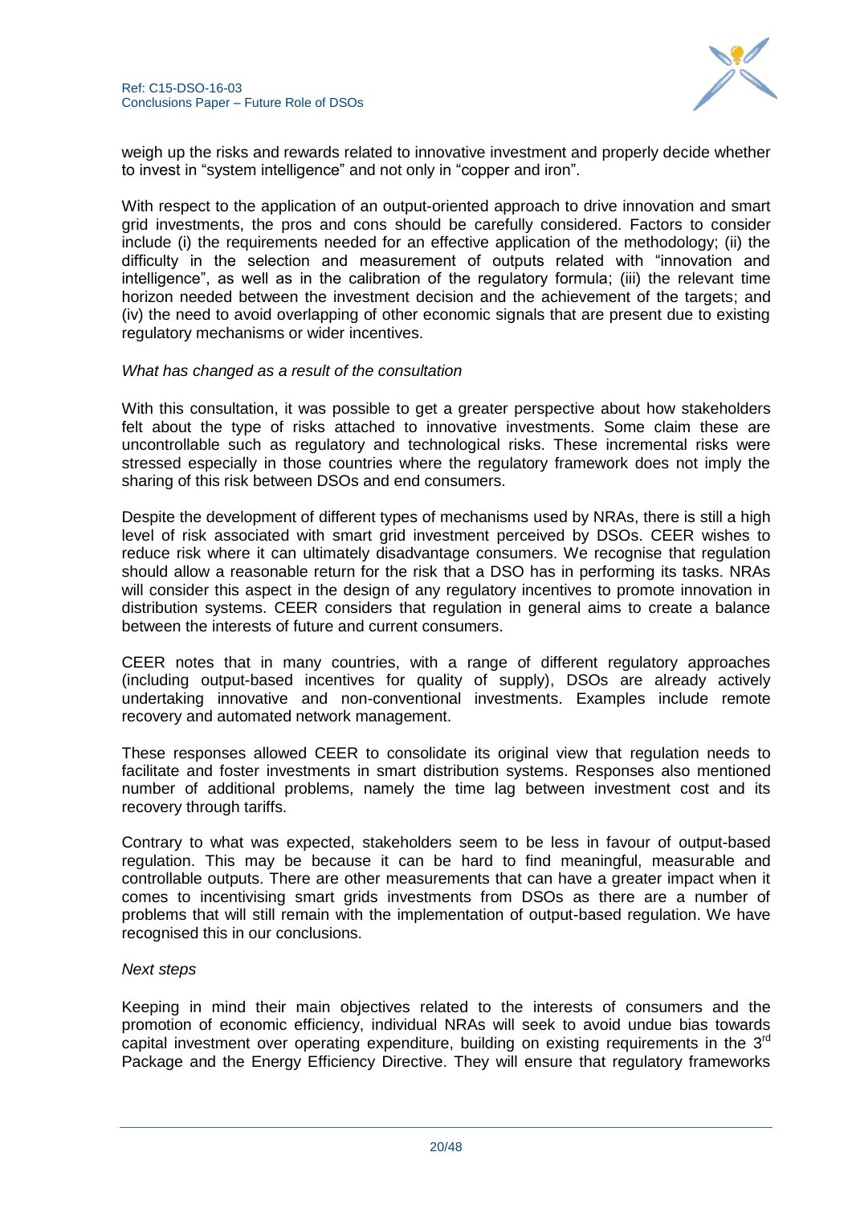weigh up the risks and rewards related to innovative investment and properly decide whether to invest in "system intelligence" and not only in "copper and iron".

With respect to the application of an output-oriented approach to drive innovation and smart grid investments, the pros and cons should be carefully considered. Factors to consider include (i) the requirements needed for an effective application of the methodology; (ii) the difficulty in the selection and measurement of outputs related with "innovation and intelligence", as well as in the calibration of the regulatory formula; (iii) the relevant time horizon needed between the investment decision and the achievement of the targets; and (iv) the need to avoid overlapping of other economic signals that are present due to existing regulatory mechanisms or wider incentives.

*What has changed as a result of the consultation*

With this consultation, it was possible to get a greater perspective about how stakeholders felt about the type of risks attached to innovative investments. Some claim these are uncontrollable such as regulatory and technological risks. These incremental risks were stressed especially in those countries where the regulatory framework does not imply the sharing of this risk between DSOs and end consumers.

Despite the development of different types of mechanisms used by NRAs, there is still a high level of risk associated with smart grid investment perceived by DSOs. CEER wishes to reduce risk where it can ultimately disadvantage consumers. We recognise that regulation should allow a reasonable return for the risk that a DSO has in performing its tasks. NRAs will consider this aspect in the design of any regulatory incentives to promote innovation in distribution systems. CEER considers that regulation in general aims to create a balance between the interests of future and current consumers.

CEER notes that in many countries, with a range of different regulatory approaches (including output-based incentives for quality of supply), DSOs are already actively undertaking innovative and non-conventional investments. Examples include remote recovery and automated network management.

These responses allowed CEER to consolidate its original view that regulation needs to facilitate and foster investments in smart distribution systems. Responses also mentioned number of additional problems, namely the time lag between investment cost and its recovery through tariffs.

Contrary to what was expected, stakeholders seem to be less in favour of output-based regulation. This may be because it can be hard to find meaningful, measurable and controllable outputs. There are other measurements that can have a greater impact when it comes to incentivising smart grids investments from DSOs as there are a number of problems that will still remain with the implementation of output-based regulation. We have recognised this in our conclusions.

*Next steps*

Keeping in mind their main objectives related to the interests of consumers and the promotion of economic efficiency, individual NRAs will seek to avoid undue bias towards capital investment over operating expenditure, building on existing requirements in the 3rd Package and the Energy Efficiency Directive. They will ensure that regulatory frameworks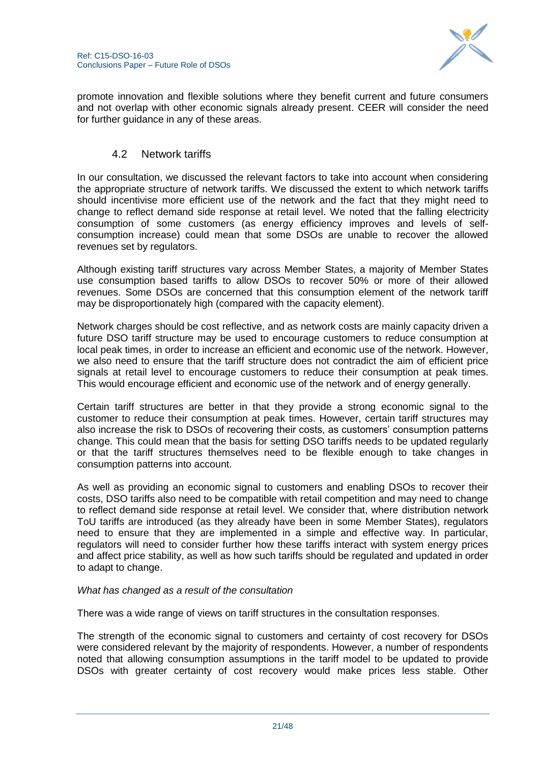promote innovation and flexible solutions where they benefit current and future consumers and not overlap with other economic signals already present. CEER will consider the need for further guidance in any of these areas.

## 4.2 Network tariffs

In our consultation, we discussed the relevant factors to take into account when considering the appropriate structure of network tariffs. We discussed the extent to which network tariffs should incentivise more efficient use of the network and the fact that they might need to change to reflect demand side response at retail level. We noted that the falling electricity consumption of some customers (as energy efficiency improves and levels of self-consumption increase) could mean that some DSOs are unable to recover the allowed revenues set by regulators.

Although existing tariff structures vary across Member States, a majority of Member States use consumption based tariffs to allow DSOs to recover 50% or more of their allowed revenues. Some DSOs are concerned that this consumption element of the network tariff may be disproportionately high (compared with the capacity element).

Network charges should be cost reflective, and as network costs are mainly capacity driven a future DSO tariff structure may be used to encourage customers to reduce consumption at local peak times, in order to increase an efficient and economic use of the network. However, we also need to ensure that the tariff structure does not contradict the aim of efficient price signals at retail level to encourage customers to reduce their consumption at peak times. This would encourage efficient and economic use of the network and of energy generally.

Certain tariff structures are better in that they provide a strong economic signal to the customer to reduce their consumption at peak times. However, certain tariff structures may also increase the risk to DSOs of recovering their costs, as customers' consumption patterns change. This could mean that the basis for setting DSO tariffs needs to be updated regularly or that the tariff structures themselves need to be flexible enough to take changes in consumption patterns into account.

As well as providing an economic signal to customers and enabling DSOs to recover their costs, DSO tariffs also need to be compatible with retail competition and may need to change to reflect demand side response at retail level. We consider that, where distribution network ToU tariffs are introduced (as they already have been in some Member States), regulators need to ensure that they are implemented in a simple and effective way. In particular, regulators will need to consider further how these tariffs interact with system energy prices and affect price stability, as well as how such tariffs should be regulated and updated in order to adapt to change.

*What has changed as a result of the consultation*

There was a wide range of views on tariff structures in the consultation responses.

The strength of the economic signal to customers and certainty of cost recovery for DSOs were considered relevant by the majority of respondents. However, a number of respondents noted that allowing consumption assumptions in the tariff model to be updated to provide DSOs with greater certainty of cost recovery would make prices less stable. Other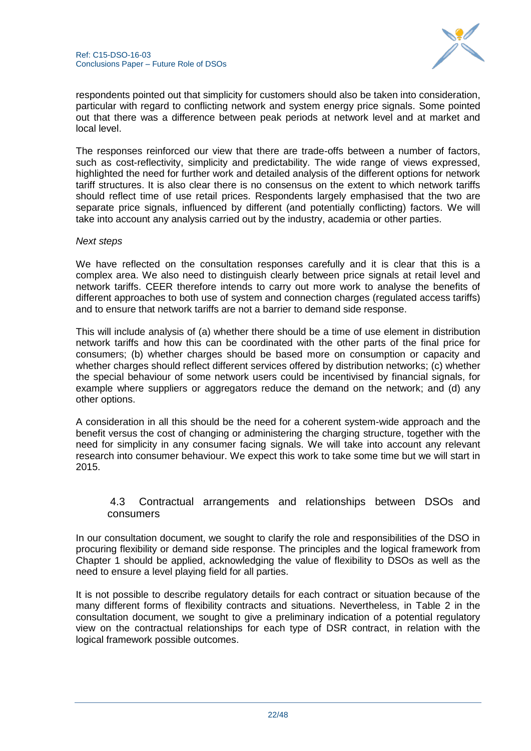respondents pointed out that simplicity for customers should also be taken into consideration, particular with regard to conflicting network and system energy price signals. Some pointed out that there was a difference between peak periods at network level and at market and local level.

The responses reinforced our view that there are trade-offs between a number of factors, such as cost-reflectivity, simplicity and predictability. The wide range of views expressed, highlighted the need for further work and detailed analysis of the different options for network tariff structures. It is also clear there is no consensus on the extent to which network tariffs should reflect time of use retail prices. Respondents largely emphasised that the two are separate price signals, influenced by different (and potentially conflicting) factors. We will take into account any analysis carried out by the industry, academia or other parties.

*Next steps*

We have reflected on the consultation responses carefully and it is clear that this is a complex area. We also need to distinguish clearly between price signals at retail level and network tariffs. CEER therefore intends to carry out more work to analyse the benefits of different approaches to both use of system and connection charges (regulated access tariffs) and to ensure that network tariffs are not a barrier to demand side response.

This will include analysis of (a) whether there should be a time of use element in distribution network tariffs and how this can be coordinated with the other parts of the final price for consumers; (b) whether charges should be based more on consumption or capacity and whether charges should reflect different services offered by distribution networks; (c) whether the special behaviour of some network users could be incentivised by financial signals, for example where suppliers or aggregators reduce the demand on the network; and (d) any other options.

A consideration in all this should be the need for a coherent system-wide approach and the benefit versus the cost of changing or administering the charging structure, together with the need for simplicity in any consumer facing signals. We will take into account any relevant research into consumer behaviour. We expect this work to take some time but we will start in 2015.

### 4.3 Contractual arrangements and relationships between DSOs and consumers

In our consultation document, we sought to clarify the role and responsibilities of the DSO in procuring flexibility or demand side response. The principles and the logical framework from Chapter 1 should be applied, acknowledging the value of flexibility to DSOs as well as the need to ensure a level playing field for all parties.

It is not possible to describe regulatory details for each contract or situation because of the many different forms of flexibility contracts and situations. Nevertheless, in Table 2 in the consultation document, we sought to give a preliminary indication of a potential regulatory view on the contractual relationships for each type of DSR contract, in relation with the logical framework possible outcomes.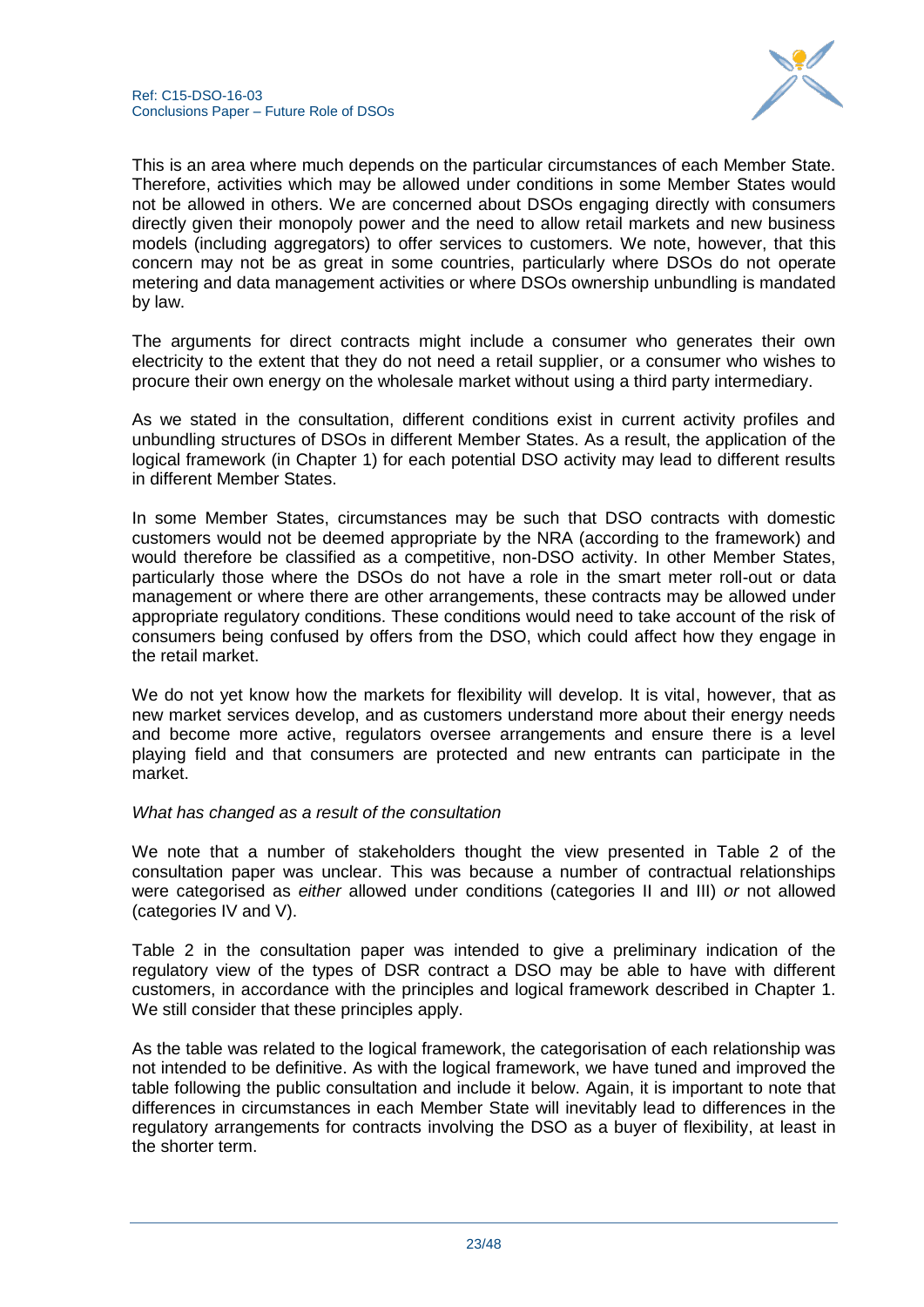This is an area where much depends on the particular circumstances of each Member State. Therefore, activities which may be allowed under conditions in some Member States would not be allowed in others. We are concerned about DSOs engaging directly with consumers directly given their monopoly power and the need to allow retail markets and new business models (including aggregators) to offer services to customers. We note, however, that this concern may not be as great in some countries, particularly where DSOs do not operate metering and data management activities or where DSOs ownership unbundling is mandated by law.

The arguments for direct contracts might include a consumer who generates their own electricity to the extent that they do not need a retail supplier, or a consumer who wishes to procure their own energy on the wholesale market without using a third party intermediary.

As we stated in the consultation, different conditions exist in current activity profiles and unbundling structures of DSOs in different Member States. As a result, the application of the logical framework (in Chapter 1) for each potential DSO activity may lead to different results in different Member States.

In some Member States, circumstances may be such that DSO contracts with domestic customers would not be deemed appropriate by the NRA (according to the framework) and would therefore be classified as a competitive, non-DSO activity. In other Member States, particularly those where the DSOs do not have a role in the smart meter roll-out or data management or where there are other arrangements, these contracts may be allowed under appropriate regulatory conditions. These conditions would need to take account of the risk of consumers being confused by offers from the DSO, which could affect how they engage in the retail market.

We do not yet know how the markets for flexibility will develop. It is vital, however, that as new market services develop, and as customers understand more about their energy needs and become more active, regulators oversee arrangements and ensure there is a level playing field and that consumers are protected and new entrants can participate in the market.

*What has changed as a result of the consultation*

We note that a number of stakeholders thought the view presented in Table 2 of the consultation paper was unclear. This was because a number of contractual relationships were categorised as *either* allowed under conditions (categories II and III) *or* not allowed (categories IV and V).

Table 2 in the consultation paper was intended to give a preliminary indication of the regulatory view of the types of DSR contract a DSO may be able to have with different customers, in accordance with the principles and logical framework described in Chapter 1. We still consider that these principles apply.

As the table was related to the logical framework, the categorisation of each relationship was not intended to be definitive. As with the logical framework, we have tuned and improved the table following the public consultation and include it below. Again, it is important to note that differences in circumstances in each Member State will inevitably lead to differences in the regulatory arrangements for contracts involving the DSO as a buyer of flexibility, at least in the shorter term.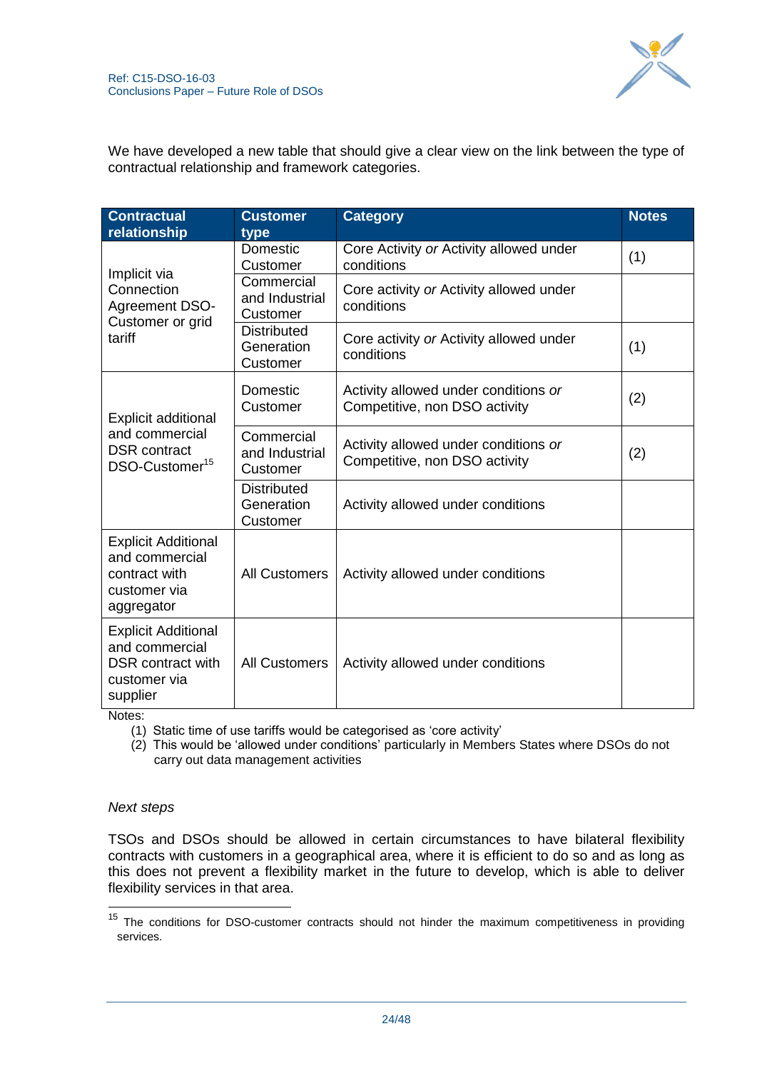We have developed a new table that should give a clear view on the link between the type of contractual relationship and framework categories.

| Contractual relationship | Customer type | Category | Notes |
|---|---|---|---|
| Implicit via Connection Agreement DSO-Customer or grid tariff | Domestic Customer | Core Activity *or* Activity allowed under conditions | (1) |
| | Commercial and Industrial Customer | Core activity *or* Activity allowed under conditions | |
| | Distributed Generation Customer | Core activity *or* Activity allowed under conditions | (1) |
| Explicit additional and commercial DSR contract DSO-Customer[15] | Domestic Customer | Activity allowed under conditions *or* Competitive, non DSO activity | (2) |
| | Commercial and Industrial Customer | Activity allowed under conditions *or* Competitive, non DSO activity | (2) |
| | Distributed Generation Customer | Activity allowed under conditions | |
| Explicit Additional and commercial contract with customer via aggregator | All Customers | Activity allowed under conditions | |
| Explicit Additional and commercial DSR contract with customer via supplier | All Customers | Activity allowed under conditions | |

Notes:

(1) Static time of use tariffs would be categorised as 'core activity'

(2) This would be 'allowed under conditions' particularly in Members States where DSOs do not carry out data management activities

*Next steps*

TSOs and DSOs should be allowed in certain circumstances to have bilateral flexibility contracts with customers in a geographical area, where it is efficient to do so and as long as this does not prevent a flexibility market in the future to develop, which is able to deliver flexibility services in that area.

[15] The conditions for DSO-customer contracts should not hinder the maximum competitiveness in providing services.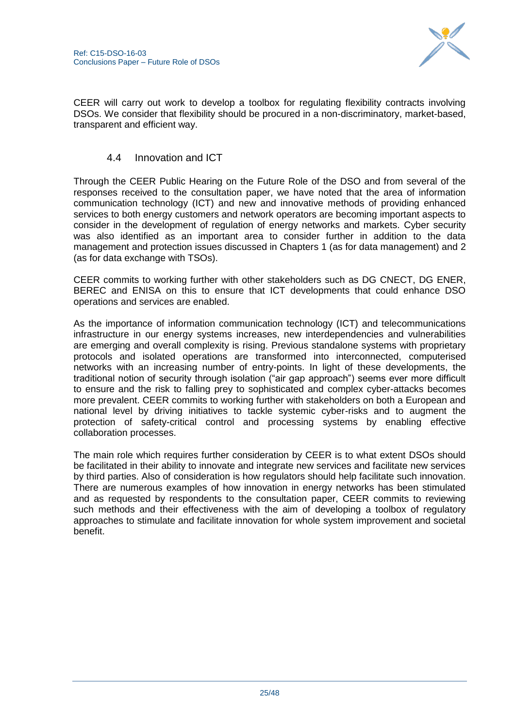CEER will carry out work to develop a toolbox for regulating flexibility contracts involving DSOs. We consider that flexibility should be procured in a non-discriminatory, market-based, transparent and efficient way.

### 4.4 Innovation and ICT

Through the CEER Public Hearing on the Future Role of the DSO and from several of the responses received to the consultation paper, we have noted that the area of information communication technology (ICT) and new and innovative methods of providing enhanced services to both energy customers and network operators are becoming important aspects to consider in the development of regulation of energy networks and markets. Cyber security was also identified as an important area to consider further in addition to the data management and protection issues discussed in Chapters 1 (as for data management) and 2 (as for data exchange with TSOs).

CEER commits to working further with other stakeholders such as DG CNECT, DG ENER, BEREC and ENISA on this to ensure that ICT developments that could enhance DSO operations and services are enabled.

As the importance of information communication technology (ICT) and telecommunications infrastructure in our energy systems increases, new interdependencies and vulnerabilities are emerging and overall complexity is rising. Previous standalone systems with proprietary protocols and isolated operations are transformed into interconnected, computerised networks with an increasing number of entry-points. In light of these developments, the traditional notion of security through isolation ("air gap approach") seems ever more difficult to ensure and the risk to falling prey to sophisticated and complex cyber-attacks becomes more prevalent. CEER commits to working further with stakeholders on both a European and national level by driving initiatives to tackle systemic cyber-risks and to augment the protection of safety-critical control and processing systems by enabling effective collaboration processes.

The main role which requires further consideration by CEER is to what extent DSOs should be facilitated in their ability to innovate and integrate new services and facilitate new services by third parties. Also of consideration is how regulators should help facilitate such innovation. There are numerous examples of how innovation in energy networks has been stimulated and as requested by respondents to the consultation paper, CEER commits to reviewing such methods and their effectiveness with the aim of developing a toolbox of regulatory approaches to stimulate and facilitate innovation for whole system improvement and societal benefit.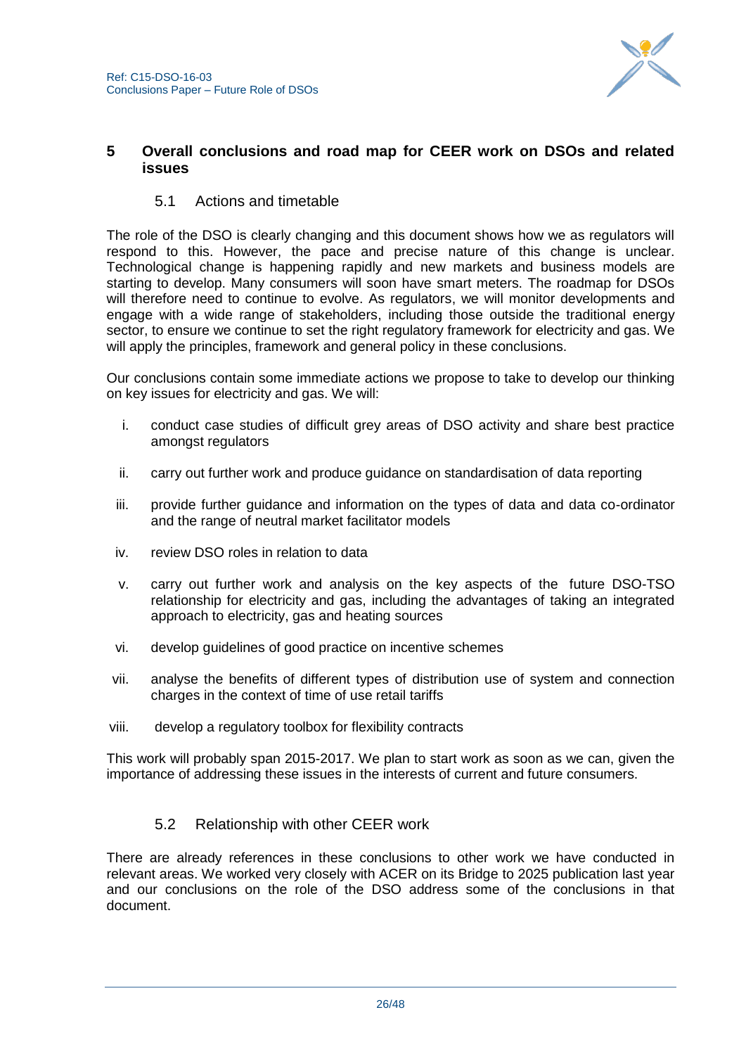# 5 Overall conclusions and road map for CEER work on DSOs and related issues

## 5.1 Actions and timetable

The role of the DSO is clearly changing and this document shows how we as regulators will respond to this. However, the pace and precise nature of this change is unclear. Technological change is happening rapidly and new markets and business models are starting to develop. Many consumers will soon have smart meters. The roadmap for DSOs will therefore need to continue to evolve. As regulators, we will monitor developments and engage with a wide range of stakeholders, including those outside the traditional energy sector, to ensure we continue to set the right regulatory framework for electricity and gas. We will apply the principles, framework and general policy in these conclusions.

Our conclusions contain some immediate actions we propose to take to develop our thinking on key issues for electricity and gas. We will:

i. conduct case studies of difficult grey areas of DSO activity and share best practice amongst regulators

ii. carry out further work and produce guidance on standardisation of data reporting

iii. provide further guidance and information on the types of data and data co-ordinator and the range of neutral market facilitator models

iv. review DSO roles in relation to data

v. carry out further work and analysis on the key aspects of the future DSO-TSO relationship for electricity and gas, including the advantages of taking an integrated approach to electricity, gas and heating sources

vi. develop guidelines of good practice on incentive schemes

vii. analyse the benefits of different types of distribution use of system and connection charges in the context of time of use retail tariffs

viii. develop a regulatory toolbox for flexibility contracts

This work will probably span 2015-2017. We plan to start work as soon as we can, given the importance of addressing these issues in the interests of current and future consumers.

## 5.2 Relationship with other CEER work

There are already references in these conclusions to other work we have conducted in relevant areas. We worked very closely with ACER on its Bridge to 2025 publication last year and our conclusions on the role of the DSO address some of the conclusions in that document.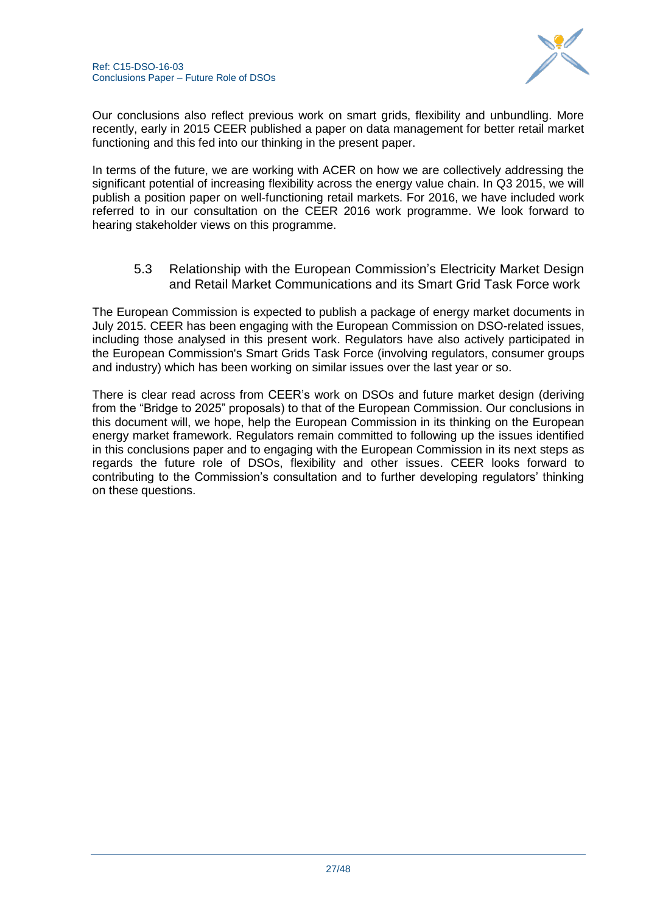Our conclusions also reflect previous work on smart grids, flexibility and unbundling. More recently, early in 2015 CEER published a paper on data management for better retail market functioning and this fed into our thinking in the present paper.

In terms of the future, we are working with ACER on how we are collectively addressing the significant potential of increasing flexibility across the energy value chain. In Q3 2015, we will publish a position paper on well-functioning retail markets. For 2016, we have included work referred to in our consultation on the CEER 2016 work programme. We look forward to hearing stakeholder views on this programme.

### 5.3 Relationship with the European Commission's Electricity Market Design and Retail Market Communications and its Smart Grid Task Force work

The European Commission is expected to publish a package of energy market documents in July 2015. CEER has been engaging with the European Commission on DSO-related issues, including those analysed in this present work. Regulators have also actively participated in the European Commission's Smart Grids Task Force (involving regulators, consumer groups and industry) which has been working on similar issues over the last year or so.

There is clear read across from CEER's work on DSOs and future market design (deriving from the "Bridge to 2025" proposals) to that of the European Commission. Our conclusions in this document will, we hope, help the European Commission in its thinking on the European energy market framework. Regulators remain committed to following up the issues identified in this conclusions paper and to engaging with the European Commission in its next steps as regards the future role of DSOs, flexibility and other issues. CEER looks forward to contributing to the Commission's consultation and to further developing regulators' thinking on these questions.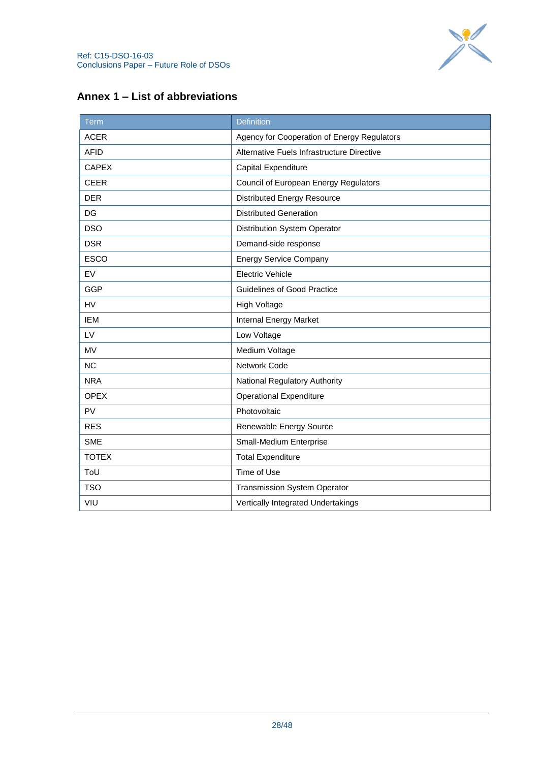## Annex 1 – List of abbreviations

| Term | Definition |
|---|---|
| ACER | Agency for Cooperation of Energy Regulators |
| AFID | Alternative Fuels Infrastructure Directive |
| CAPEX | Capital Expenditure |
| CEER | Council of European Energy Regulators |
| DER | Distributed Energy Resource |
| DG | Distributed Generation |
| DSO | Distribution System Operator |
| DSR | Demand-side response |
| ESCO | Energy Service Company |
| EV | Electric Vehicle |
| GGP | Guidelines of Good Practice |
| HV | High Voltage |
| IEM | Internal Energy Market |
| LV | Low Voltage |
| MV | Medium Voltage |
| NC | Network Code |
| NRA | National Regulatory Authority |
| OPEX | Operational Expenditure |
| PV | Photovoltaic |
| RES | Renewable Energy Source |
| SME | Small-Medium Enterprise |
| TOTEX | Total Expenditure |
| ToU | Time of Use |
| TSO | Transmission System Operator |
| VIU | Vertically Integrated Undertakings |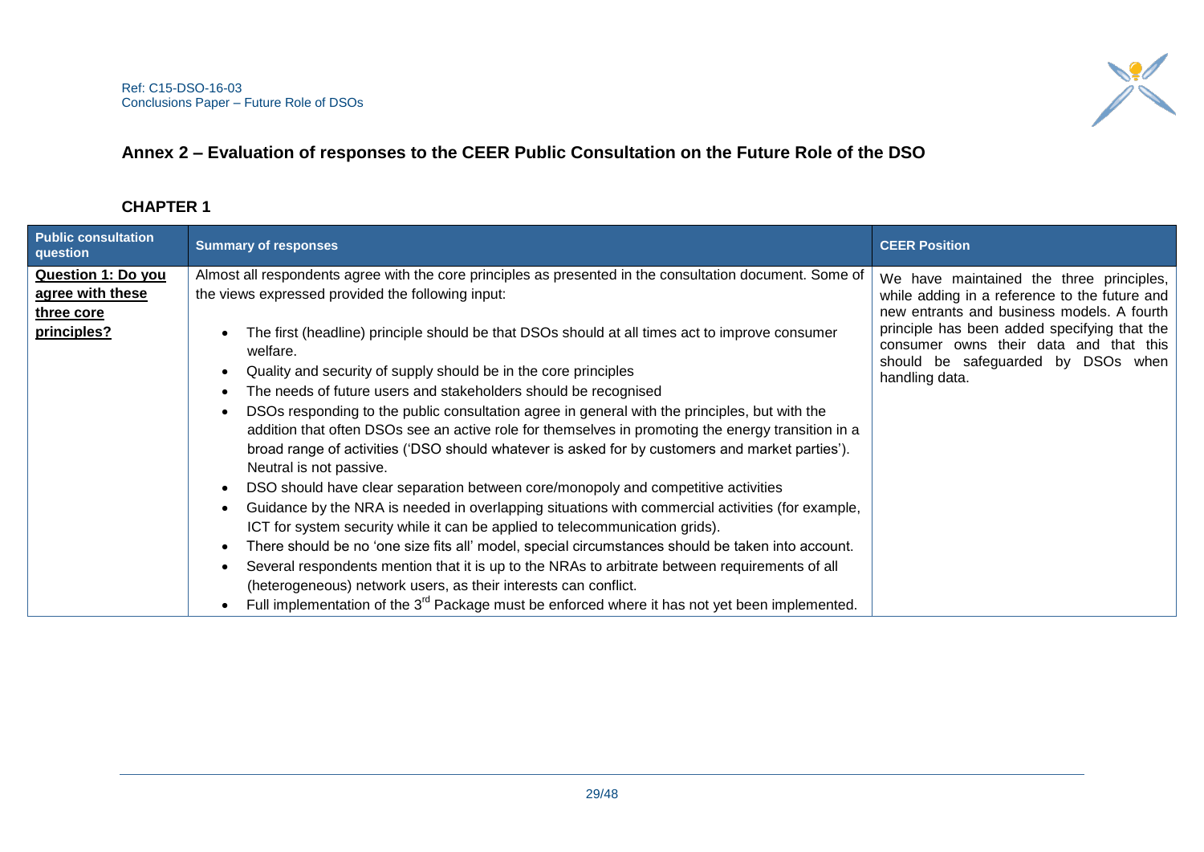## Annex 2 – Evaluation of responses to the CEER Public Consultation on the Future Role of the DSO

### CHAPTER 1

| Public consultation question | Summary of responses | CEER Position |
|---|---|---|
| **Question 1: Do you agree with these three core principles?** | Almost all respondents agree with the core principles as presented in the consultation document. Some of the views expressed provided the following input:<br><br>• The first (headline) principle should be that DSOs should at all times act to improve consumer welfare.<br>• Quality and security of supply should be in the core principles<br>• The needs of future users and stakeholders should be recognised<br>• DSOs responding to the public consultation agree in general with the principles, but with the addition that often DSOs see an active role for themselves in promoting the energy transition in a broad range of activities ('DSO should whatever is asked for by customers and market parties'). Neutral is not passive.<br>• DSO should have clear separation between core/monopoly and competitive activities<br>• Guidance by the NRA is needed in overlapping situations with commercial activities (for example, ICT for system security while it can be applied to telecommunication grids).<br>• There should be no 'one size fits all' model, special circumstances should be taken into account.<br>• Several respondents mention that it is up to the NRAs to arbitrate between requirements of all (heterogeneous) network users, as their interests can conflict.<br>• Full implementation of the 3rd Package must be enforced where it has not yet been implemented. | We have maintained the three principles, while adding in a reference to the future and new entrants and business models. A fourth principle has been added specifying that the consumer owns their data and that this should be safeguarded by DSOs when handling data. |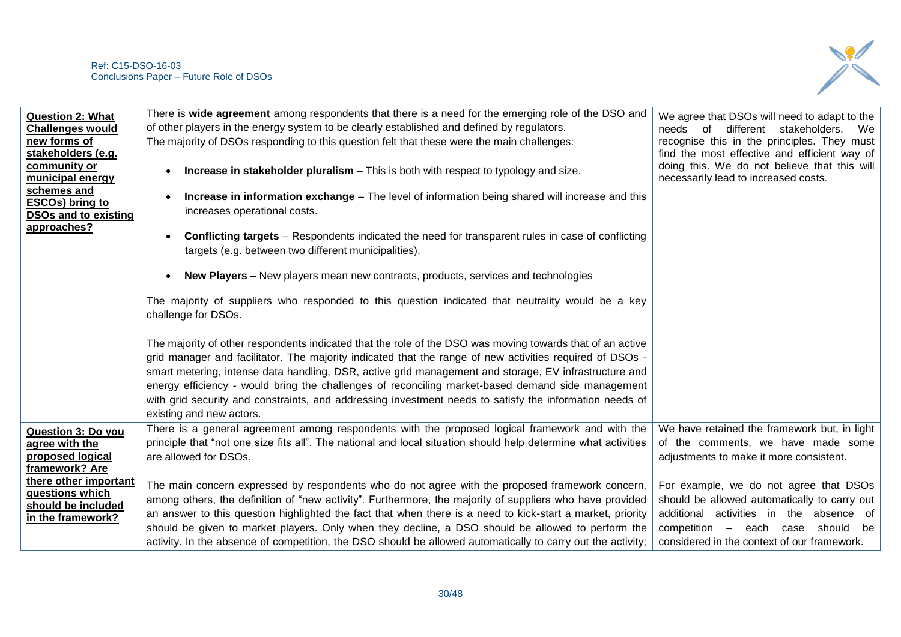| | | |
|---|---|---|
| **Question 2: What Challenges would new forms of stakeholders (e.g. community or municipal energy schemes and ESCOs) bring to DSOs and to existing approaches?** | There is **wide agreement** among respondents that there is a need for the emerging role of the DSO and of other players in the energy system to be clearly established and defined by regulators.<br>The majority of DSOs responding to this question felt that these were the main challenges:<br><br>• **Increase in stakeholder pluralism** – This is both with respect to typology and size.<br>• **Increase in information exchange** – The level of information being shared will increase and this increases operational costs.<br>• **Conflicting targets** – Respondents indicated the need for transparent rules in case of conflicting targets (e.g. between two different municipalities).<br>• **New Players** – New players mean new contracts, products, services and technologies<br><br>The majority of suppliers who responded to this question indicated that neutrality would be a key challenge for DSOs.<br><br>The majority of other respondents indicated that the role of the DSO was moving towards that of an active grid manager and facilitator. The majority indicated that the range of new activities required of DSOs - smart metering, intense data handling, DSR, active grid management and storage, EV infrastructure and energy efficiency - would bring the challenges of reconciling market-based demand side management with grid security and constraints, and addressing investment needs to satisfy the information needs of existing and new actors. | We agree that DSOs will need to adapt to the needs of different stakeholders. We recognise this in the principles. They must find the most effective and efficient way of doing this. We do not believe that this will necessarily lead to increased costs. |
| **Question 3: Do you agree with the proposed logical framework? Are there other important questions which should be included in the framework?** | There is a general agreement among respondents with the proposed logical framework and with the principle that "not one size fits all". The national and local situation should help determine what activities are allowed for DSOs.<br><br>The main concern expressed by respondents who do not agree with the proposed framework concern, among others, the definition of "new activity". Furthermore, the majority of suppliers who have provided an answer to this question highlighted the fact that when there is a need to kick-start a market, priority should be given to market players. Only when they decline, a DSO should be allowed to perform the activity. In the absence of competition, the DSO should be allowed automatically to carry out the activity; | We have retained the framework but, in light of the comments, we have made some adjustments to make it more consistent.<br><br>For example, we do not agree that DSOs should be allowed automatically to carry out additional activities in the absence of competition – each case should be considered in the context of our framework. |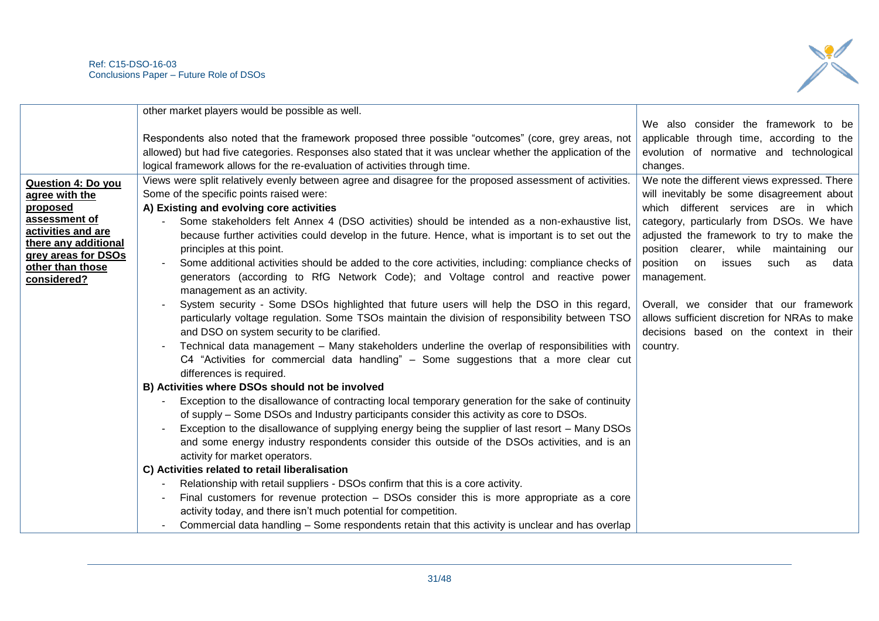| | | |
|---|---|---|
| | other market players would be possible as well.<br><br>Respondents also noted that the framework proposed three possible "outcomes" (core, grey areas, not allowed) but had five categories. Responses also stated that it was unclear whether the application of the logical framework allows for the re-evaluation of activities through time. | We also consider the framework to be applicable through time, according to the evolution of normative and technological changes. |
| **Question 4: Do you agree with the proposed assessment of activities and are there any additional grey areas for DSOs other than those considered?** | Views were split relatively evenly between agree and disagree for the proposed assessment of activities. Some of the specific points raised were:<br>**A) Existing and evolving core activities**<br>- Some stakeholders felt Annex 4 (DSO activities) should be intended as a non-exhaustive list, because further activities could develop in the future. Hence, what is important is to set out the principles at this point.<br>- Some additional activities should be added to the core activities, including: compliance checks of generators (according to RfG Network Code); and Voltage control and reactive power management as an activity.<br>- System security - Some DSOs highlighted that future users will help the DSO in this regard, particularly voltage regulation. Some TSOs maintain the division of responsibility between TSO and DSO on system security to be clarified.<br>- Technical data management – Many stakeholders underline the overlap of responsibilities with C4 "Activities for commercial data handling" – Some suggestions that a more clear cut differences is required.<br>**B) Activities where DSOs should not be involved**<br>- Exception to the disallowance of contracting local temporary generation for the sake of continuity of supply – Some DSOs and Industry participants consider this activity as core to DSOs.<br>- Exception to the disallowance of supplying energy being the supplier of last resort – Many DSOs and some energy industry respondents consider this outside of the DSOs activities, and is an activity for market operators.<br>**C) Activities related to retail liberalisation**<br>- Relationship with retail suppliers - DSOs confirm that this is a core activity.<br>- Final customers for revenue protection – DSOs consider this is more appropriate as a core activity today, and there isn't much potential for competition.<br>- Commercial data handling – Some respondents retain that this activity is unclear and has overlap | We note the different views expressed. There will inevitably be some disagreement about which different services are in which category, particularly from DSOs. We have adjusted the framework to try to make the position clearer, while maintaining our position on issues such as data management.<br><br>Overall, we consider that our framework allows sufficient discretion for NRAs to make decisions based on the context in their country. |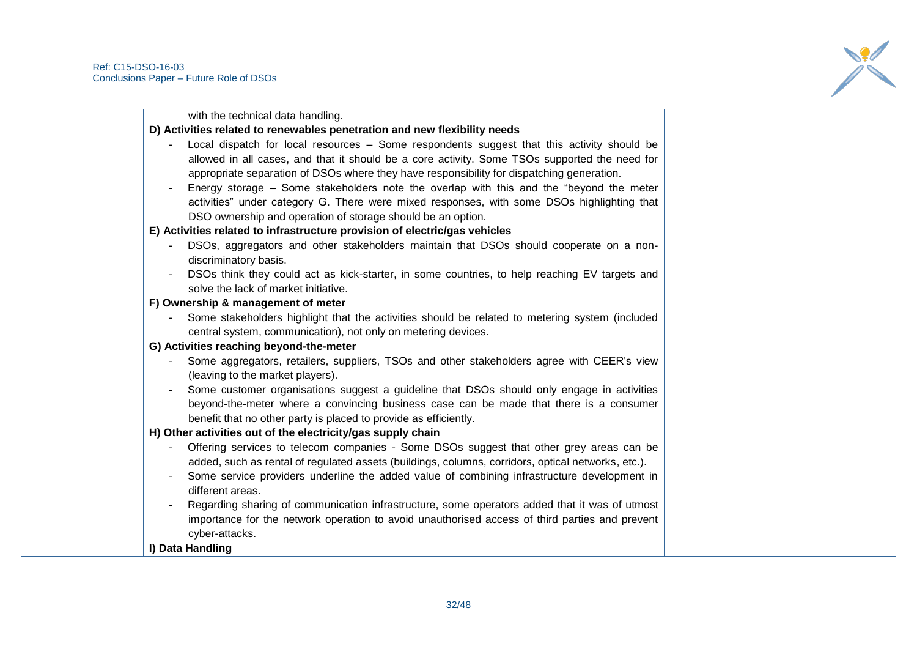with the technical data handling.

**D) Activities related to renewables penetration and new flexibility needs**

- Local dispatch for local resources – Some respondents suggest that this activity should be allowed in all cases, and that it should be a core activity. Some TSOs supported the need for appropriate separation of DSOs where they have responsibility for dispatching generation.
- Energy storage – Some stakeholders note the overlap with this and the "beyond the meter activities" under category G. There were mixed responses, with some DSOs highlighting that DSO ownership and operation of storage should be an option.

**E) Activities related to infrastructure provision of electric/gas vehicles**

- DSOs, aggregators and other stakeholders maintain that DSOs should cooperate on a non-discriminatory basis.
- DSOs think they could act as kick-starter, in some countries, to help reaching EV targets and solve the lack of market initiative.

**F) Ownership & management of meter**

- Some stakeholders highlight that the activities should be related to metering system (included central system, communication), not only on metering devices.

**G) Activities reaching beyond-the-meter**

- Some aggregators, retailers, suppliers, TSOs and other stakeholders agree with CEER's view (leaving to the market players).
- Some customer organisations suggest a guideline that DSOs should only engage in activities beyond-the-meter where a convincing business case can be made that there is a consumer benefit that no other party is placed to provide as efficiently.

**H) Other activities out of the electricity/gas supply chain**

- Offering services to telecom companies - Some DSOs suggest that other grey areas can be added, such as rental of regulated assets (buildings, columns, corridors, optical networks, etc.).
- Some service providers underline the added value of combining infrastructure development in different areas.
- Regarding sharing of communication infrastructure, some operators added that it was of utmost importance for the network operation to avoid unauthorised access of third parties and prevent cyber-attacks.

**I) Data Handling**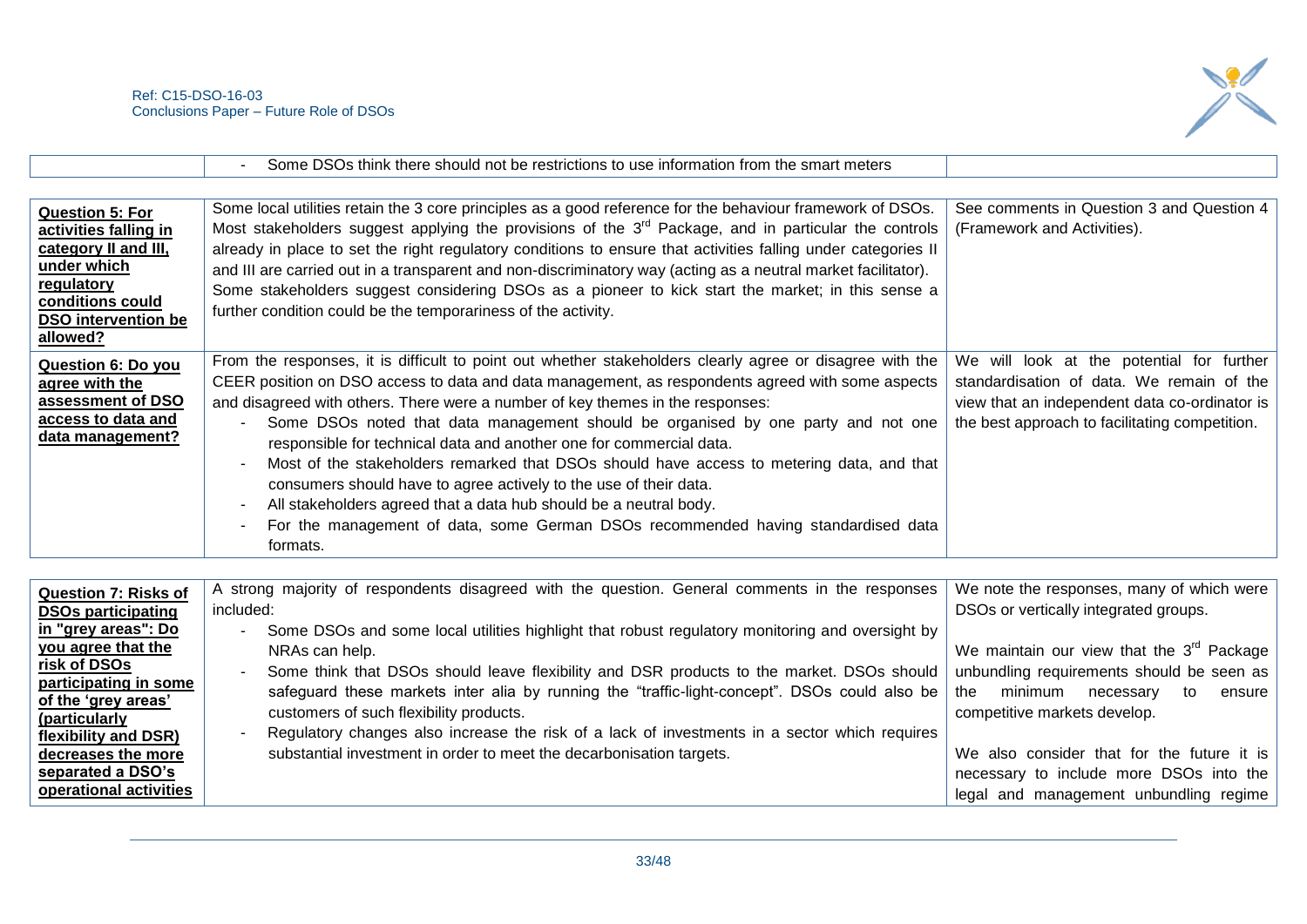| | | |
|---|---|---|
| | - Some DSOs think there should not be restrictions to use information from the smart meters | |

| | | |
|---|---|---|
| **Question 5: For activities falling in category II and III, under which regulatory conditions could DSO intervention be allowed?** | Some local utilities retain the 3 core principles as a good reference for the behaviour framework of DSOs. Most stakeholders suggest applying the provisions of the 3rd Package, and in particular the controls already in place to set the right regulatory conditions to ensure that activities falling under categories II and III are carried out in a transparent and non-discriminatory way (acting as a neutral market facilitator). Some stakeholders suggest considering DSOs as a pioneer to kick start the market; in this sense a further condition could be the temporariness of the activity. | See comments in Question 3 and Question 4 (Framework and Activities). |
| **Question 6: Do you agree with the assessment of DSO access to data and data management?** | From the responses, it is difficult to point out whether stakeholders clearly agree or disagree with the CEER position on DSO access to data and data management, as respondents agreed with some aspects and disagreed with others. There were a number of key themes in the responses:<br>- Some DSOs noted that data management should be organised by one party and not one responsible for technical data and another one for commercial data.<br>- Most of the stakeholders remarked that DSOs should have access to metering data, and that consumers should have to agree actively to the use of their data.<br>- All stakeholders agreed that a data hub should be a neutral body.<br>- For the management of data, some German DSOs recommended having standardised data formats. | We will look at the potential for further standardisation of data. We remain of the view that an independent data co-ordinator is the best approach to facilitating competition. |

| | | |
|---|---|---|
| **Question 7: Risks of DSOs participating in "grey areas": Do you agree that the risk of DSOs participating in some of the 'grey areas' (particularly flexibility and DSR) decreases the more separated a DSO's operational activities** | A strong majority of respondents disagreed with the question. General comments in the responses included:<br>- Some DSOs and some local utilities highlight that robust regulatory monitoring and oversight by NRAs can help.<br>- Some think that DSOs should leave flexibility and DSR products to the market. DSOs should safeguard these markets inter alia by running the "traffic-light-concept". DSOs could also be customers of such flexibility products.<br>- Regulatory changes also increase the risk of a lack of investments in a sector which requires substantial investment in order to meet the decarbonisation targets. | We note the responses, many of which were DSOs or vertically integrated groups.<br><br>We maintain our view that the 3rd Package unbundling requirements should be seen as the minimum necessary to ensure competitive markets develop.<br><br>We also consider that for the future it is necessary to include more DSOs into the legal and management unbundling regime |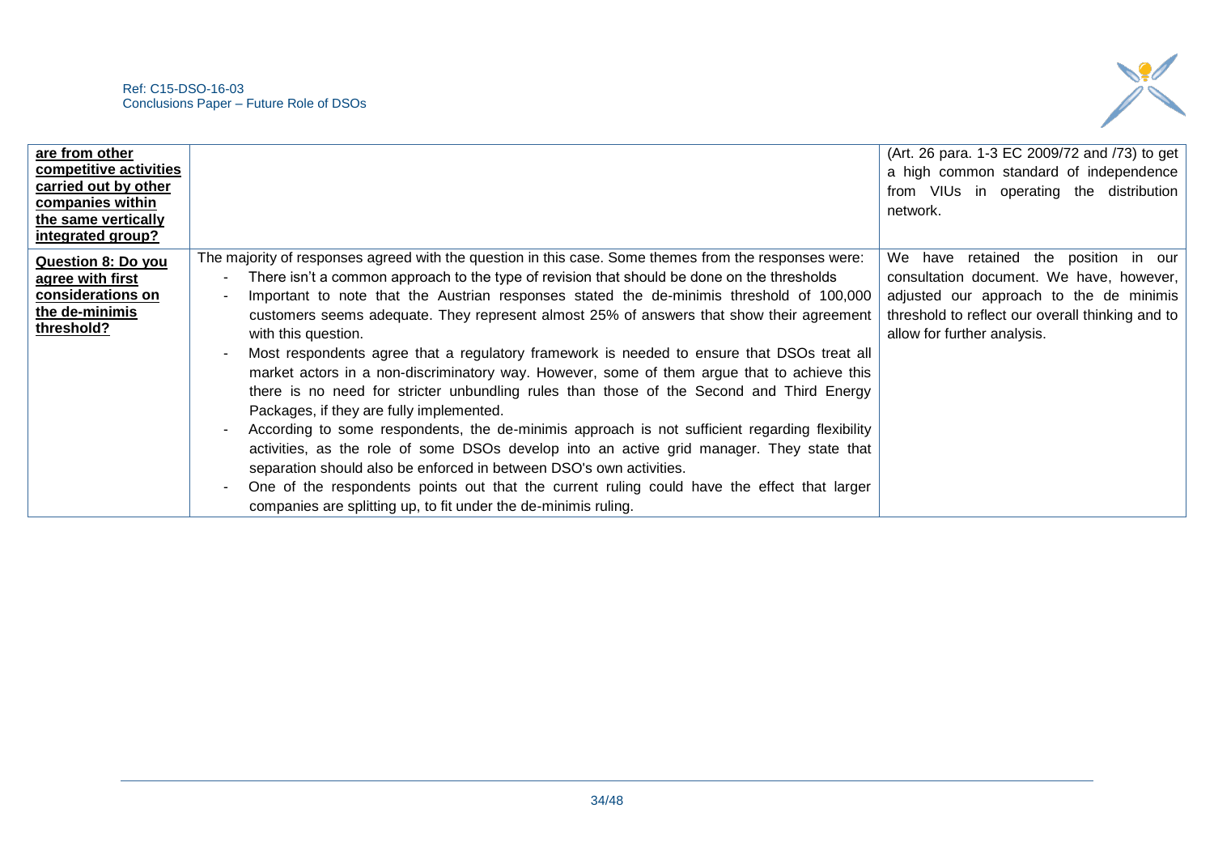| | | |
|---|---|---|
| **are from other competitive activities carried out by other companies within the same vertically integrated group?** | | (Art. 26 para. 1-3 EC 2009/72 and /73) to get a high common standard of independence from VIUs in operating the distribution network. |
| **Question 8: Do you agree with first considerations on the de-minimis threshold?** | The majority of responses agreed with the question in this case. Some themes from the responses were: <br>- There isn't a common approach to the type of revision that should be done on the thresholds <br>- Important to note that the Austrian responses stated the de-minimis threshold of 100,000 customers seems adequate. They represent almost 25% of answers that show their agreement with this question. <br>- Most respondents agree that a regulatory framework is needed to ensure that DSOs treat all market actors in a non-discriminatory way. However, some of them argue that to achieve this there is no need for stricter unbundling rules than those of the Second and Third Energy Packages, if they are fully implemented. <br>- According to some respondents, the de-minimis approach is not sufficient regarding flexibility activities, as the role of some DSOs develop into an active grid manager. They state that separation should also be enforced in between DSO's own activities. <br>- One of the respondents points out that the current ruling could have the effect that larger companies are splitting up, to fit under the de-minimis ruling. | We have retained the position in our consultation document. We have, however, adjusted our approach to the de minimis threshold to reflect our overall thinking and to allow for further analysis. |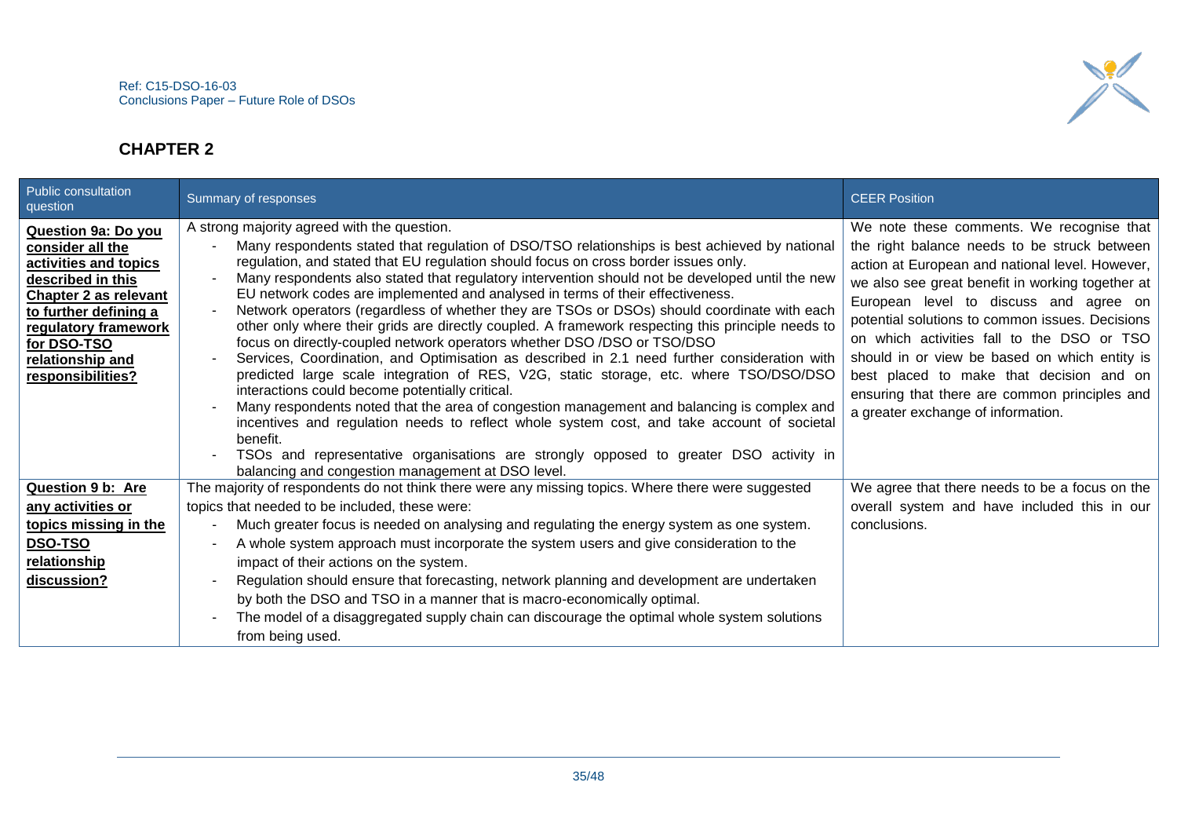## CHAPTER 2

| Public consultation question | Summary of responses | CEER Position |
| --- | --- | --- |
| **Question 9a: Do you consider all the activities and topics described in this Chapter 2 as relevant to further defining a regulatory framework for DSO-TSO relationship and responsibilities?** | A strong majority agreed with the question.<br>- Many respondents stated that regulation of DSO/TSO relationships is best achieved by national regulation, and stated that EU regulation should focus on cross border issues only.<br>- Many respondents also stated that regulatory intervention should not be developed until the new EU network codes are implemented and analysed in terms of their effectiveness.<br>- Network operators (regardless of whether they are TSOs or DSOs) should coordinate with each other only where their grids are directly coupled. A framework respecting this principle needs to focus on directly-coupled network operators whether DSO /DSO or TSO/DSO<br>- Services, Coordination, and Optimisation as described in 2.1 need further consideration with predicted large scale integration of RES, V2G, static storage, etc. where TSO/DSO/DSO interactions could become potentially critical.<br>- Many respondents noted that the area of congestion management and balancing is complex and incentives and regulation needs to reflect whole system cost, and take account of societal benefit.<br>- TSOs and representative organisations are strongly opposed to greater DSO activity in balancing and congestion management at DSO level. | We note these comments. We recognise that the right balance needs to be struck between action at European and national level. However, we also see great benefit in working together at European level to discuss and agree on potential solutions to common issues. Decisions on which activities fall to the DSO or TSO should in or view be based on which entity is best placed to make that decision and on ensuring that there are common principles and a greater exchange of information. |
| **Question 9 b: Are any activities or topics missing in the DSO-TSO relationship discussion?** | The majority of respondents do not think there were any missing topics. Where there were suggested topics that needed to be included, these were:<br>- Much greater focus is needed on analysing and regulating the energy system as one system.<br>- A whole system approach must incorporate the system users and give consideration to the impact of their actions on the system.<br>- Regulation should ensure that forecasting, network planning and development are undertaken by both the DSO and TSO in a manner that is macro-economically optimal.<br>- The model of a disaggregated supply chain can discourage the optimal whole system solutions from being used. | We agree that there needs to be a focus on the overall system and have included this in our conclusions. |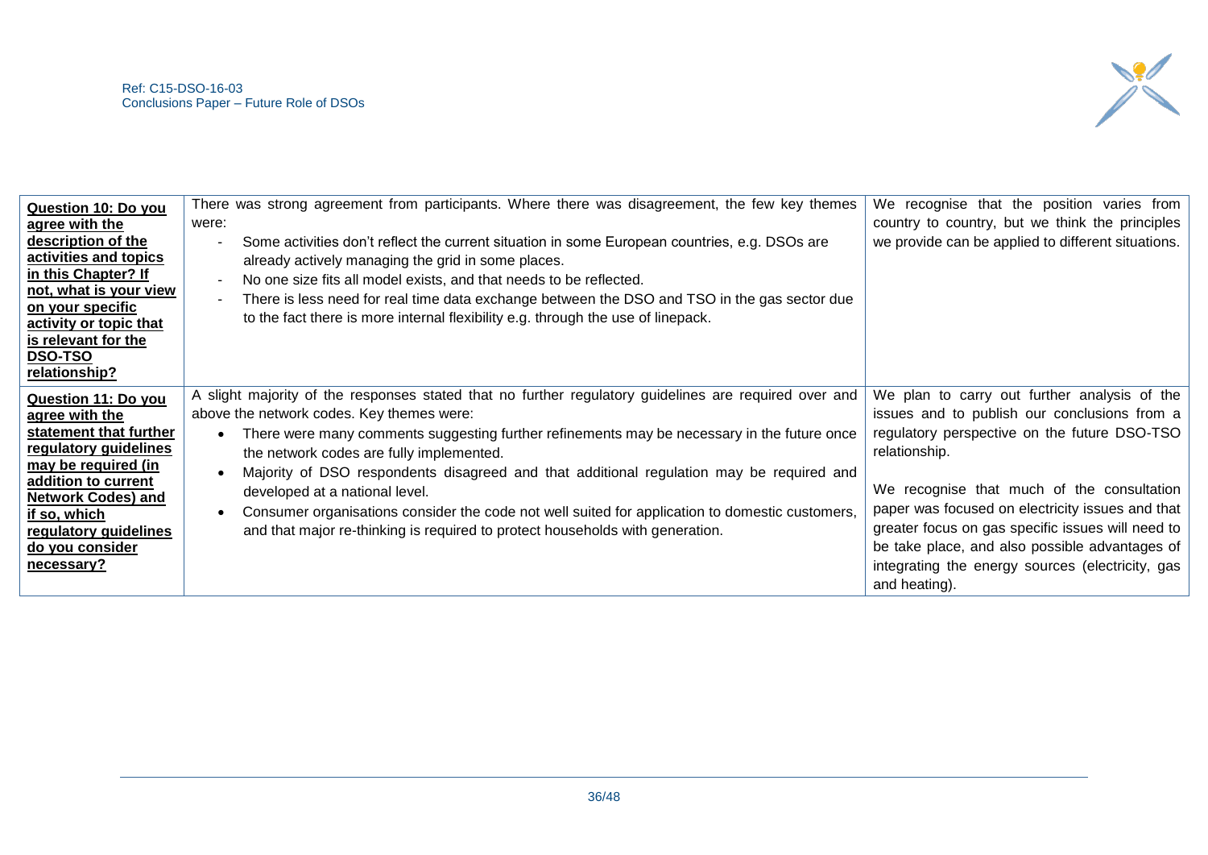| | | |
|---|---|---|
| **Question 10: Do you agree with the description of the activities and topics in this Chapter? If not, what is your view on your specific activity or topic that is relevant for the DSO-TSO relationship?** | There was strong agreement from participants. Where there was disagreement, the few key themes were:<br>- Some activities don't reflect the current situation in some European countries, e.g. DSOs are already actively managing the grid in some places.<br>- No one size fits all model exists, and that needs to be reflected.<br>- There is less need for real time data exchange between the DSO and TSO in the gas sector due to the fact there is more internal flexibility e.g. through the use of linepack. | We recognise that the position varies from country to country, but we think the principles we provide can be applied to different situations. |
| **Question 11: Do you agree with the statement that further regulatory guidelines may be required (in addition to current Network Codes) and if so, which regulatory guidelines do you consider necessary?** | A slight majority of the responses stated that no further regulatory guidelines are required over and above the network codes. Key themes were:<br>• There were many comments suggesting further refinements may be necessary in the future once the network codes are fully implemented.<br>• Majority of DSO respondents disagreed and that additional regulation may be required and developed at a national level.<br>• Consumer organisations consider the code not well suited for application to domestic customers, and that major re-thinking is required to protect households with generation. | We plan to carry out further analysis of the issues and to publish our conclusions from a regulatory perspective on the future DSO-TSO relationship.<br><br>We recognise that much of the consultation paper was focused on electricity issues and that greater focus on gas specific issues will need to be take place, and also possible advantages of integrating the energy sources (electricity, gas and heating). |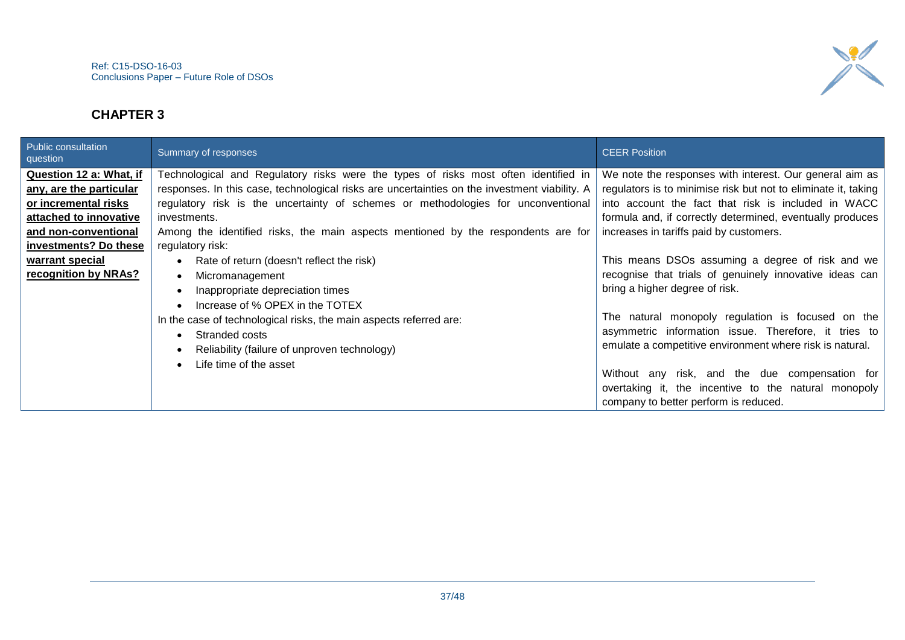## CHAPTER 3

| Public consultation question | Summary of responses | CEER Position |
| --- | --- | --- |
| **Question 12 a: What, if any, are the particular or incremental risks attached to innovative and non-conventional investments? Do these warrant special recognition by NRAs?** | Technological and Regulatory risks were the types of risks most often identified in responses. In this case, technological risks are uncertainties on the investment viability. A regulatory risk is the uncertainty of schemes or methodologies for unconventional investments.<br>Among the identified risks, the main aspects mentioned by the respondents are for regulatory risk:<br>• Rate of return (doesn't reflect the risk)<br>• Micromanagement<br>• Inappropriate depreciation times<br>• Increase of % OPEX in the TOTEX<br>In the case of technological risks, the main aspects referred are:<br>• Stranded costs<br>• Reliability (failure of unproven technology)<br>• Life time of the asset | We note the responses with interest. Our general aim as regulators is to minimise risk but not to eliminate it, taking into account the fact that risk is included in WACC formula and, if correctly determined, eventually produces increases in tariffs paid by customers.<br><br>This means DSOs assuming a degree of risk and we recognise that trials of genuinely innovative ideas can bring a higher degree of risk.<br><br>The natural monopoly regulation is focused on the asymmetric information issue. Therefore, it tries to emulate a competitive environment where risk is natural.<br><br>Without any risk, and the due compensation for overtaking it, the incentive to the natural monopoly company to better perform is reduced. |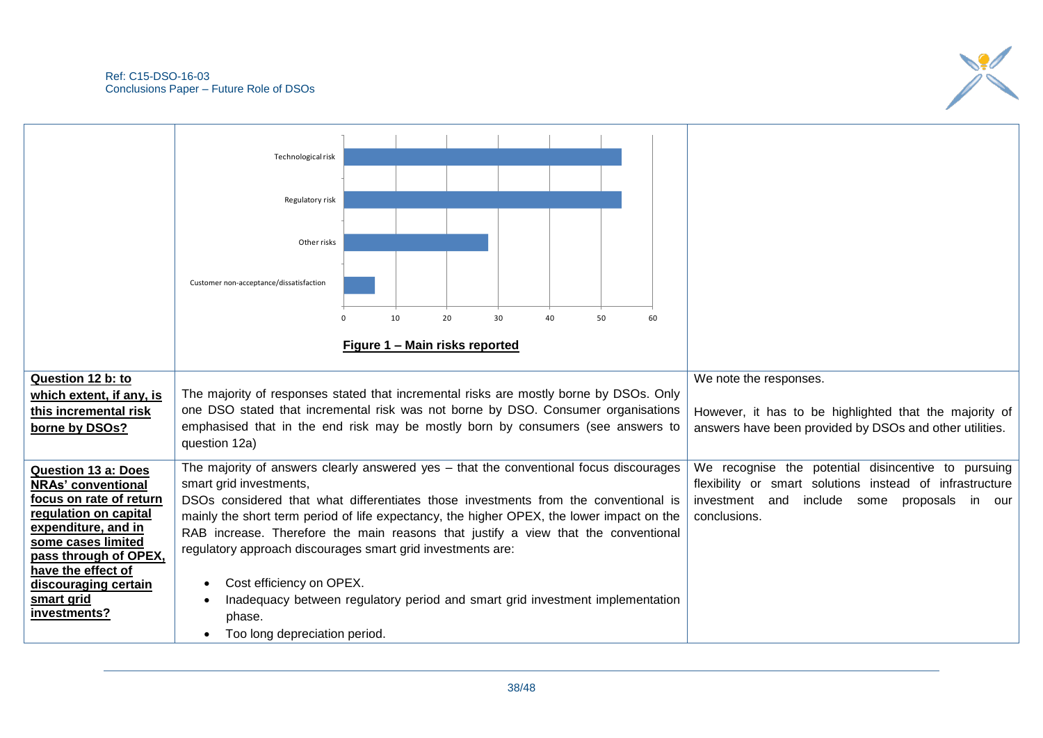| | | |
|---|---|---|
| | Technological risk; Regulatory risk; Other risks; Customer non-acceptance/dissatisfaction (0–60) **Figure 1 – Main risks reported** | |
| **Question 12 b: to which extent, if any, is this incremental risk borne by DSOs?** | The majority of responses stated that incremental risks are mostly borne by DSOs. Only one DSO stated that incremental risk was not borne by DSO. Consumer organisations emphasised that in the end risk may be mostly born by consumers (see answers to question 12a) | We note the responses.<br><br>However, it has to be highlighted that the majority of answers have been provided by DSOs and other utilities. |
| **Question 13 a: Does NRAs' conventional focus on rate of return regulation on capital expenditure, and in some cases limited pass through of OPEX, have the effect of discouraging certain smart grid investments?** | The majority of answers clearly answered yes – that the conventional focus discourages smart grid investments,<br>DSOs considered that what differentiates those investments from the conventional is mainly the short term period of life expectancy, the higher OPEX, the lower impact on the RAB increase. Therefore the main reasons that justify a view that the conventional regulatory approach discourages smart grid investments are:<br><br>• Cost efficiency on OPEX.<br>• Inadequacy between regulatory period and smart grid investment implementation phase.<br>• Too long depreciation period. | We recognise the potential disincentive to pursuing flexibility or smart solutions instead of infrastructure investment and include some proposals in our conclusions. |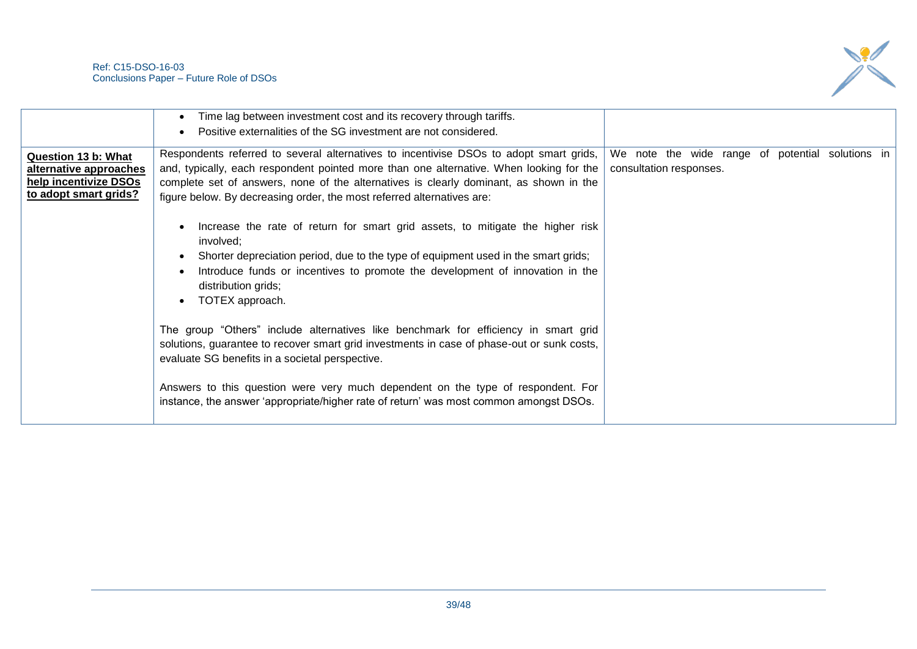| | | |
|---|---|---|
| | • Time lag between investment cost and its recovery through tariffs.<br>• Positive externalities of the SG investment are not considered. | |
| **Question 13 b: What alternative approaches help incentivize DSOs to adopt smart grids?** | Respondents referred to several alternatives to incentivise DSOs to adopt smart grids, and, typically, each respondent pointed more than one alternative. When looking for the complete set of answers, none of the alternatives is clearly dominant, as shown in the figure below. By decreasing order, the most referred alternatives are:<br><br>• Increase the rate of return for smart grid assets, to mitigate the higher risk involved;<br>• Shorter depreciation period, due to the type of equipment used in the smart grids;<br>• Introduce funds or incentives to promote the development of innovation in the distribution grids;<br>• TOTEX approach.<br><br>The group "Others" include alternatives like benchmark for efficiency in smart grid solutions, guarantee to recover smart grid investments in case of phase-out or sunk costs, evaluate SG benefits in a societal perspective.<br><br>Answers to this question were very much dependent on the type of respondent. For instance, the answer 'appropriate/higher rate of return' was most common amongst DSOs. | We note the wide range of potential solutions in consultation responses. |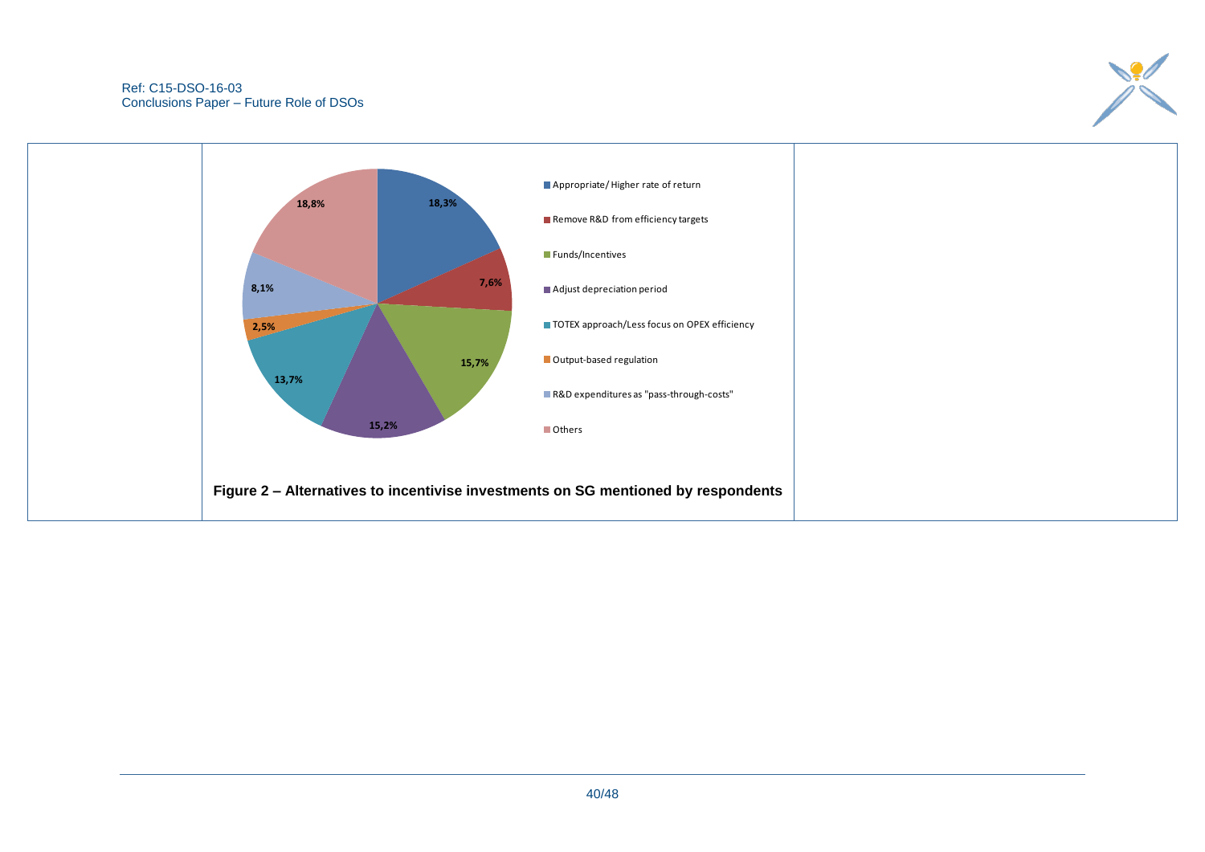| | | |
|---|---|---|
| | Appropriate/ Higher rate of return: 18,3%<br>Remove R&D from efficiency targets: 7,6%<br>Funds/Incentives: 15,7%<br>Adjust depreciation period: 15,2%<br>TOTEX approach/Less focus on OPEX efficiency: 13,7%<br>Output-based regulation: 2,5%<br>R&D expenditures as "pass-through-costs": 8,1%<br>Others: 18,8%<br><br>**Figure 2 – Alternatives to incentivise investments on SG mentioned by respondents** | |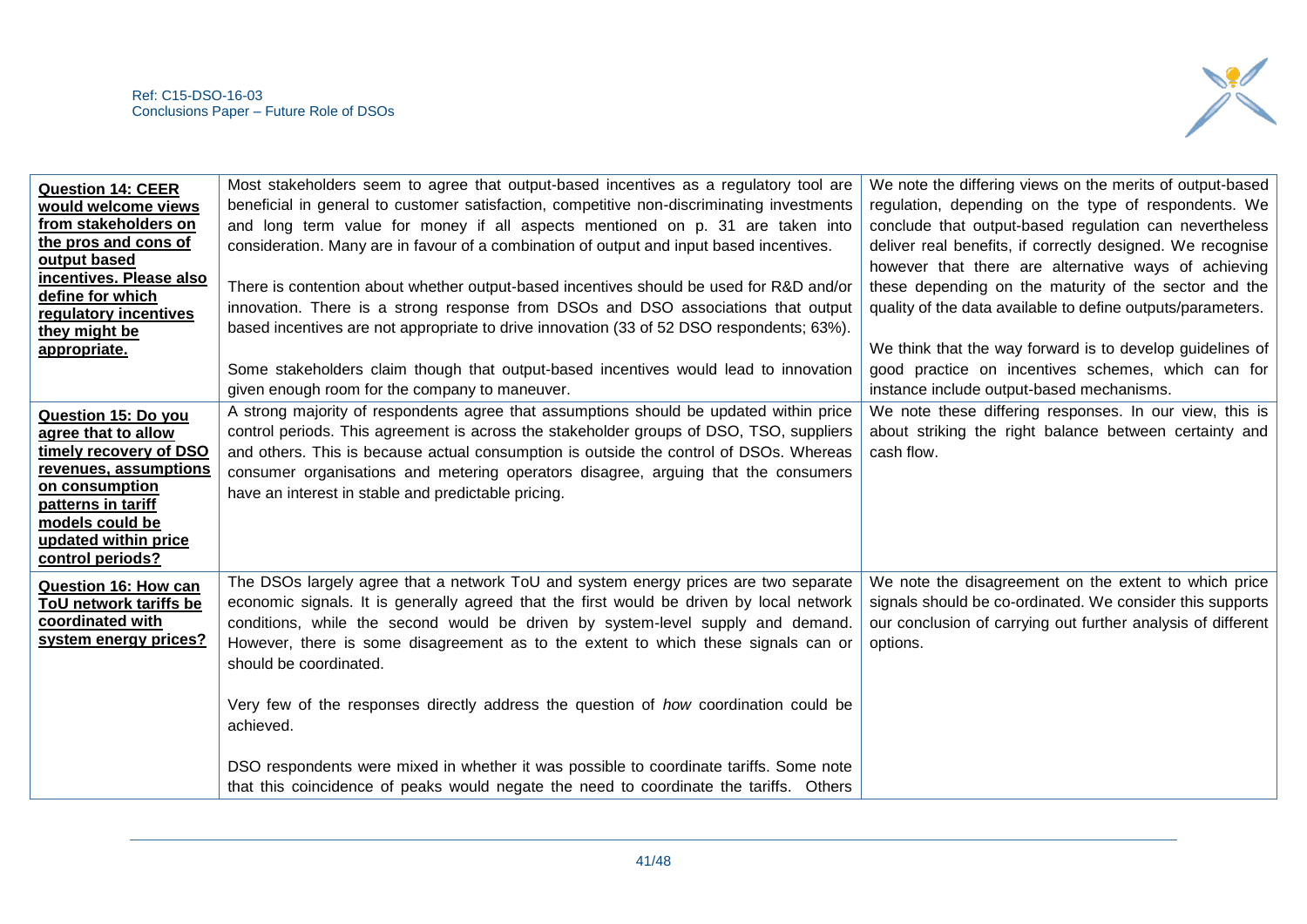| **Question 14: CEER would welcome views from stakeholders on the pros and cons of output based incentives. Please also define for which regulatory incentives they might be appropriate.** | Most stakeholders seem to agree that output-based incentives as a regulatory tool are beneficial in general to customer satisfaction, competitive non-discriminating investments and long term value for money if all aspects mentioned on p. 31 are taken into consideration. Many are in favour of a combination of output and input based incentives.<br><br>There is contention about whether output-based incentives should be used for R&D and/or innovation. There is a strong response from DSOs and DSO associations that output based incentives are not appropriate to drive innovation (33 of 52 DSO respondents; 63%).<br><br>Some stakeholders claim though that output-based incentives would lead to innovation given enough room for the company to maneuver. | We note the differing views on the merits of output-based regulation, depending on the type of respondents. We conclude that output-based regulation can nevertheless deliver real benefits, if correctly designed. We recognise however that there are alternative ways of achieving these depending on the maturity of the sector and the quality of the data available to define outputs/parameters.<br><br>We think that the way forward is to develop guidelines of good practice on incentives schemes, which can for instance include output-based mechanisms. |
|---|---|---|
| **Question 15: Do you agree that to allow timely recovery of DSO revenues, assumptions on consumption patterns in tariff models could be updated within price control periods?** | A strong majority of respondents agree that assumptions should be updated within price control periods. This agreement is across the stakeholder groups of DSO, TSO, suppliers and others. This is because actual consumption is outside the control of DSOs. Whereas consumer organisations and metering operators disagree, arguing that the consumers have an interest in stable and predictable pricing. | We note these differing responses. In our view, this is about striking the right balance between certainty and cash flow. |
| **Question 16: How can ToU network tariffs be coordinated with system energy prices?** | The DSOs largely agree that a network ToU and system energy prices are two separate economic signals. It is generally agreed that the first would be driven by local network conditions, while the second would be driven by system-level supply and demand. However, there is some disagreement as to the extent to which these signals can or should be coordinated.<br><br>Very few of the responses directly address the question of *how* coordination could be achieved.<br><br>DSO respondents were mixed in whether it was possible to coordinate tariffs. Some note that this coincidence of peaks would negate the need to coordinate the tariffs. Others | We note the disagreement on the extent to which price signals should be co-ordinated. We consider this supports our conclusion of carrying out further analysis of different options. |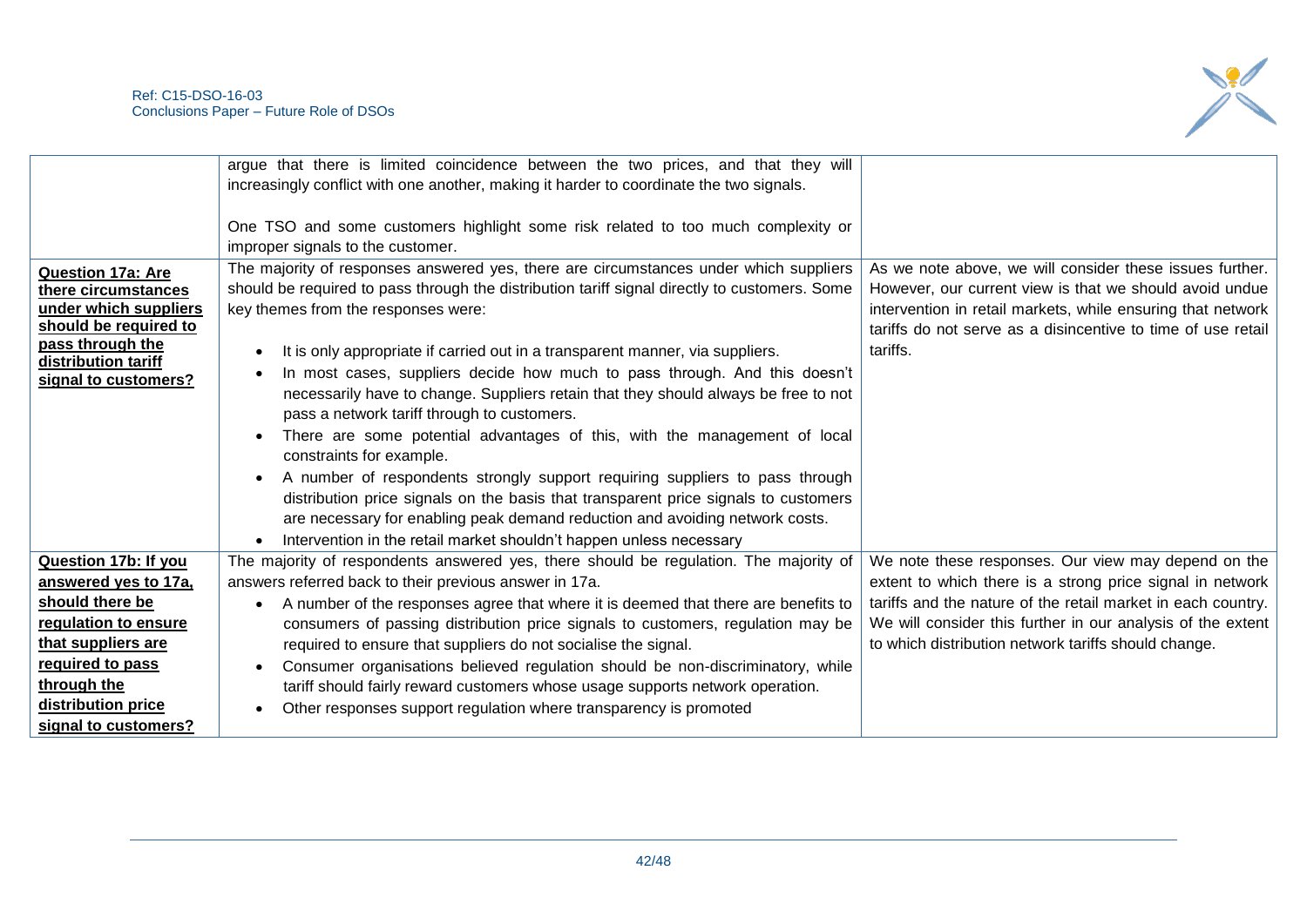| | | |
|---|---|---|
| | argue that there is limited coincidence between the two prices, and that they will increasingly conflict with one another, making it harder to coordinate the two signals.<br><br>One TSO and some customers highlight some risk related to too much complexity or improper signals to the customer. | |
| **Question 17a: Are there circumstances under which suppliers should be required to pass through the distribution tariff signal to customers?** | The majority of responses answered yes, there are circumstances under which suppliers should be required to pass through the distribution tariff signal directly to customers. Some key themes from the responses were:<br><br>• It is only appropriate if carried out in a transparent manner, via suppliers.<br>• In most cases, suppliers decide how much to pass through. And this doesn't necessarily have to change. Suppliers retain that they should always be free to not pass a network tariff through to customers.<br>• There are some potential advantages of this, with the management of local constraints for example.<br>• A number of respondents strongly support requiring suppliers to pass through distribution price signals on the basis that transparent price signals to customers are necessary for enabling peak demand reduction and avoiding network costs.<br>• Intervention in the retail market shouldn't happen unless necessary | As we note above, we will consider these issues further. However, our current view is that we should avoid undue intervention in retail markets, while ensuring that network tariffs do not serve as a disincentive to time of use retail tariffs. |
| **Question 17b: If you answered yes to 17a, should there be regulation to ensure that suppliers are required to pass through the distribution price signal to customers?** | The majority of respondents answered yes, there should be regulation. The majority of answers referred back to their previous answer in 17a.<br>• A number of the responses agree that where it is deemed that there are benefits to consumers of passing distribution price signals to customers, regulation may be required to ensure that suppliers do not socialise the signal.<br>• Consumer organisations believed regulation should be non-discriminatory, while tariff should fairly reward customers whose usage supports network operation.<br>• Other responses support regulation where transparency is promoted | We note these responses. Our view may depend on the extent to which there is a strong price signal in network tariffs and the nature of the retail market in each country. We will consider this further in our analysis of the extent to which distribution network tariffs should change. |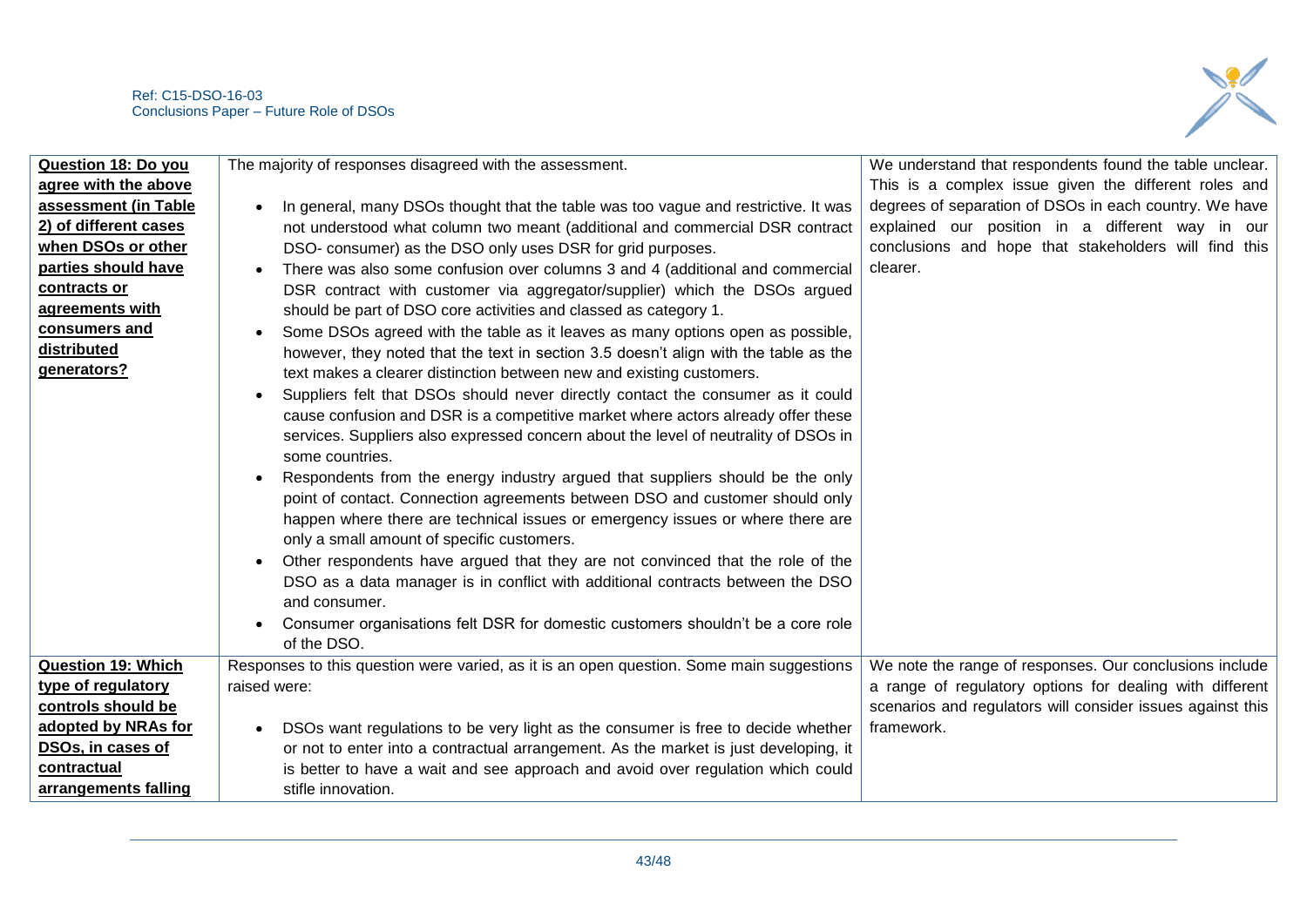| | | |
|---|---|---|
| **Question 18: Do you agree with the above assessment (in Table 2) of different cases when DSOs or other parties should have contracts or agreements with consumers and distributed generators?** | The majority of responses disagreed with the assessment.<br><br>• In general, many DSOs thought that the table was too vague and restrictive. It was not understood what column two meant (additional and commercial DSR contract DSO- consumer) as the DSO only uses DSR for grid purposes.<br>• There was also some confusion over columns 3 and 4 (additional and commercial DSR contract with customer via aggregator/supplier) which the DSOs argued should be part of DSO core activities and classed as category 1.<br>• Some DSOs agreed with the table as it leaves as many options open as possible, however, they noted that the text in section 3.5 doesn't align with the table as the text makes a clearer distinction between new and existing customers.<br>• Suppliers felt that DSOs should never directly contact the consumer as it could cause confusion and DSR is a competitive market where actors already offer these services. Suppliers also expressed concern about the level of neutrality of DSOs in some countries.<br>• Respondents from the energy industry argued that suppliers should be the only point of contact. Connection agreements between DSO and customer should only happen where there are technical issues or emergency issues or where there are only a small amount of specific customers.<br>• Other respondents have argued that they are not convinced that the role of the DSO as a data manager is in conflict with additional contracts between the DSO and consumer.<br>• Consumer organisations felt DSR for domestic customers shouldn't be a core role of the DSO. | We understand that respondents found the table unclear. This is a complex issue given the different roles and degrees of separation of DSOs in each country. We have explained our position in a different way in our conclusions and hope that stakeholders will find this clearer. |
| **Question 19: Which type of regulatory controls should be adopted by NRAs for DSOs, in cases of contractual arrangements falling** | Responses to this question were varied, as it is an open question. Some main suggestions raised were:<br><br>• DSOs want regulations to be very light as the consumer is free to decide whether or not to enter into a contractual arrangement. As the market is just developing, it is better to have a wait and see approach and avoid over regulation which could stifle innovation. | We note the range of responses. Our conclusions include a range of regulatory options for dealing with different scenarios and regulators will consider issues against this framework. |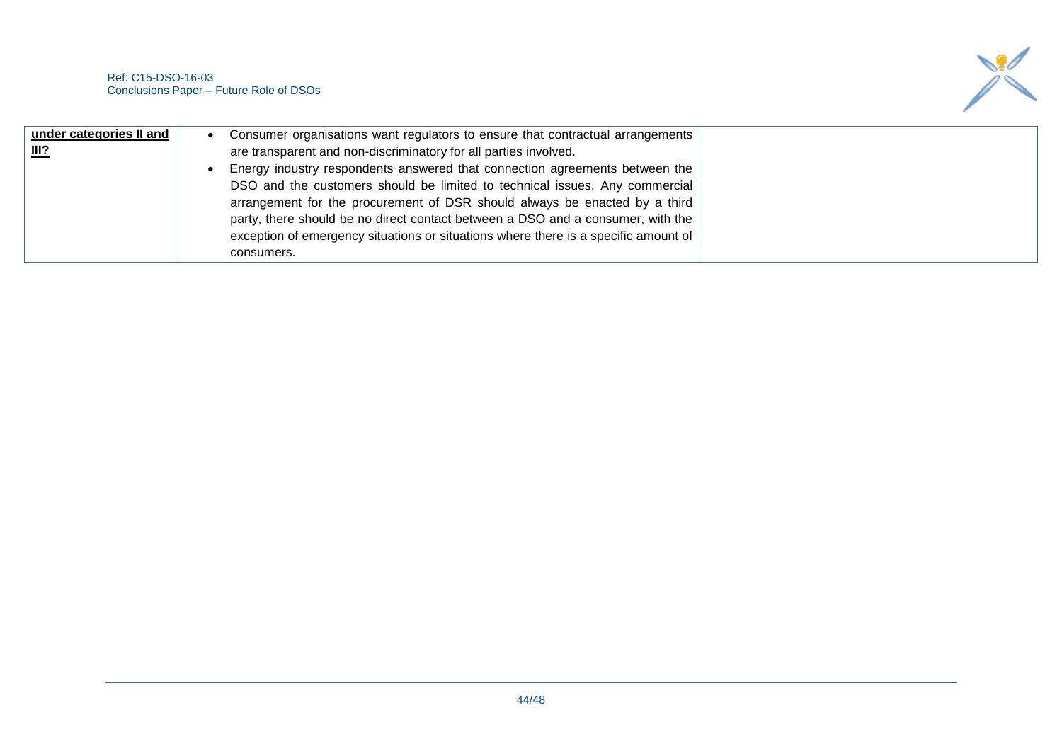| **under categories II and III?** | <ul><li>Consumer organisations want regulators to ensure that contractual arrangements are transparent and non-discriminatory for all parties involved.</li><li>Energy industry respondents answered that connection agreements between the DSO and the customers should be limited to technical issues. Any commercial arrangement for the procurement of DSR should always be enacted by a third party, there should be no direct contact between a DSO and a consumer, with the exception of emergency situations or situations where there is a specific amount of consumers.</li></ul> | |
|---|---|---|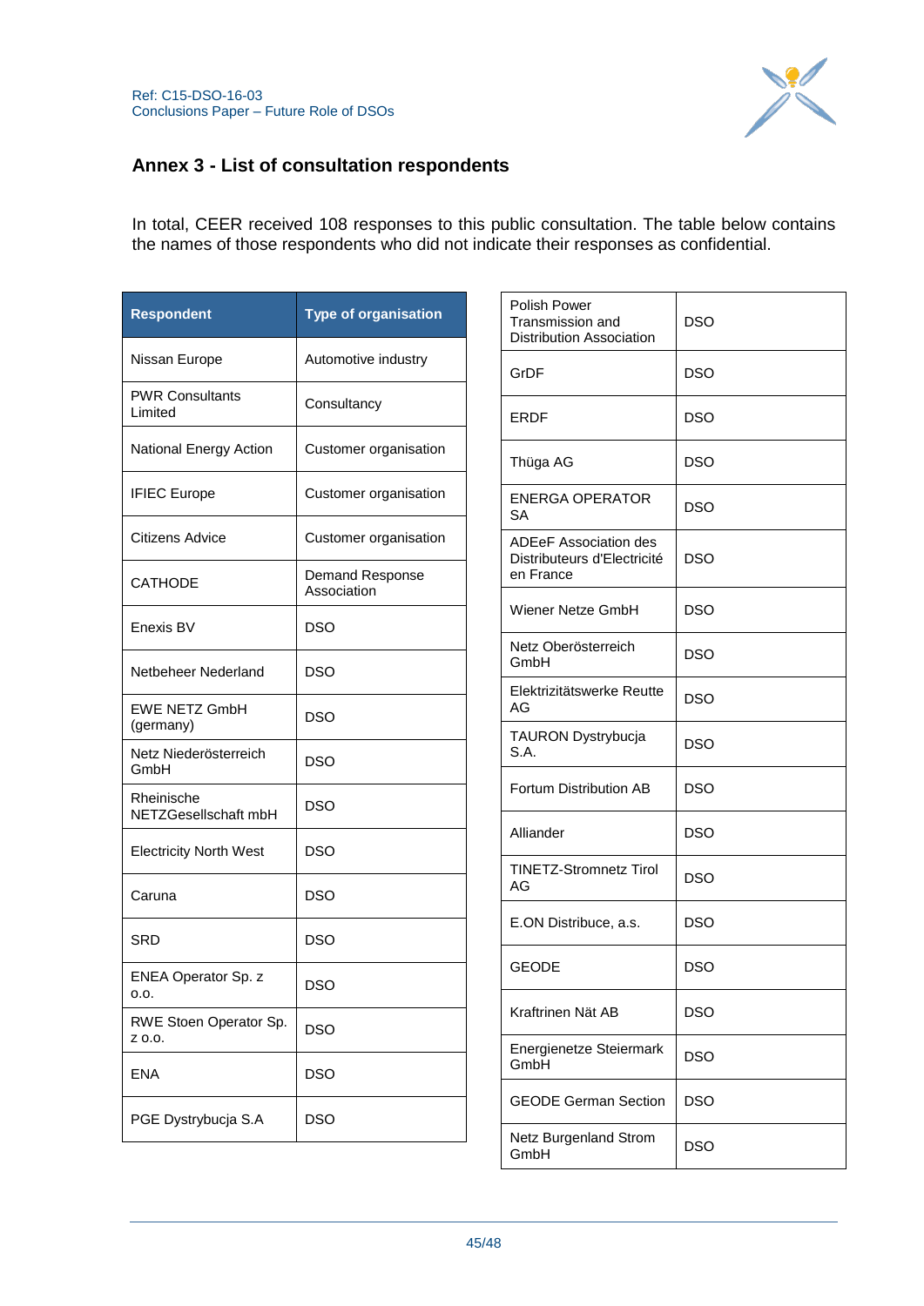## Annex 3 - List of consultation respondents

In total, CEER received 108 responses to this public consultation. The table below contains the names of those respondents who did not indicate their responses as confidential.

| Respondent | Type of organisation |
|---|---|
| Nissan Europe | Automotive industry |
| PWR Consultants Limited | Consultancy |
| National Energy Action | Customer organisation |
| IFIEC Europe | Customer organisation |
| Citizens Advice | Customer organisation |
| CATHODE | Demand Response Association |
| Enexis BV | DSO |
| Netbeheer Nederland | DSO |
| EWE NETZ GmbH (germany) | DSO |
| Netz Niederösterreich GmbH | DSO |
| Rheinische NETZGesellschaft mbH | DSO |
| Electricity North West | DSO |
| Caruna | DSO |
| SRD | DSO |
| ENEA Operator Sp. z o.o. | DSO |
| RWE Stoen Operator Sp. z o.o. | DSO |
| ENA | DSO |
| PGE Dystrybucja S.A | DSO |
| Polish Power Transmission and Distribution Association | DSO |
| GrDF | DSO |
| ERDF | DSO |
| Thüga AG | DSO |
| ENERGA OPERATOR SA | DSO |
| ADEeF Association des Distributeurs d'Electricité en France | DSO |
| Wiener Netze GmbH | DSO |
| Netz Oberösterreich GmbH | DSO |
| Elektrizitätswerke Reutte AG | DSO |
| TAURON Dystrybucja S.A. | DSO |
| Fortum Distribution AB | DSO |
| Alliander | DSO |
| TINETZ-Stromnetz Tirol AG | DSO |
| E.ON Distribuce, a.s. | DSO |
| GEODE | DSO |
| Kraftrinen Nät AB | DSO |
| Energienetze Steiermark GmbH | DSO |
| GEODE German Section | DSO |
| Netz Burgenland Strom GmbH | DSO |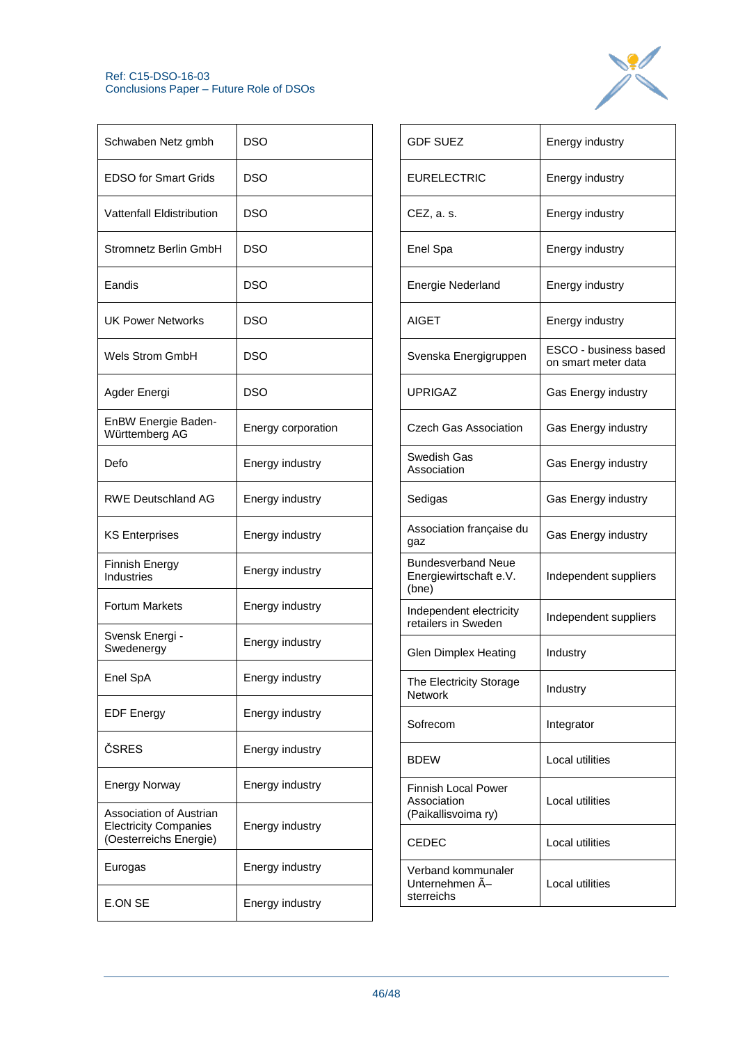| | |
|---|---|
| Schwaben Netz gmbh | DSO |
| EDSO for Smart Grids | DSO |
| Vattenfall Eldistribution | DSO |
| Stromnetz Berlin GmbH | DSO |
| Eandis | DSO |
| UK Power Networks | DSO |
| Wels Strom GmbH | DSO |
| Agder Energi | DSO |
| EnBW Energie Baden-Württemberg AG | Energy corporation |
| Defo | Energy industry |
| RWE Deutschland AG | Energy industry |
| KS Enterprises | Energy industry |
| Finnish Energy Industries | Energy industry |
| Fortum Markets | Energy industry |
| Svensk Energi - Swedenergy | Energy industry |
| Enel SpA | Energy industry |
| EDF Energy | Energy industry |
| ČSRES | Energy industry |
| Energy Norway | Energy industry |
| Association of Austrian Electricity Companies (Oesterreichs Energie) | Energy industry |
| Eurogas | Energy industry |
| E.ON SE | Energy industry |
| GDF SUEZ | Energy industry |
| EURELECTRIC | Energy industry |
| CEZ, a. s. | Energy industry |
| Enel Spa | Energy industry |
| Energie Nederland | Energy industry |
| AIGET | Energy industry |
| Svenska Energigruppen | ESCO - business based on smart meter data |
| UPRIGAZ | Gas Energy industry |
| Czech Gas Association | Gas Energy industry |
| Swedish Gas Association | Gas Energy industry |
| Sedigas | Gas Energy industry |
| Association française du gaz | Gas Energy industry |
| Bundesverband Neue Energiewirtschaft e.V. (bne) | Independent suppliers |
| Independent electricity retailers in Sweden | Independent suppliers |
| Glen Dimplex Heating | Industry |
| The Electricity Storage Network | Industry |
| Sofrecom | Integrator |
| BDEW | Local utilities |
| Finnish Local Power Association (Paikallisvoima ry) | Local utilities |
| CEDEC | Local utilities |
| Verband kommunaler Unternehmen Ã–sterreichs | Local utilities |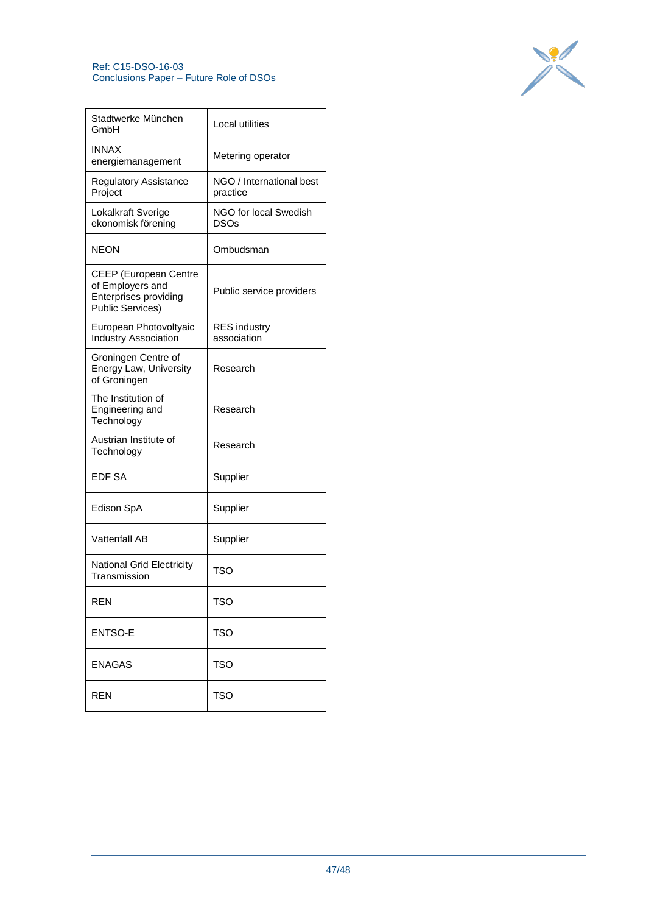| | |
|---|---|
| Stadtwerke München GmbH | Local utilities |
| INNAX energiemanagement | Metering operator |
| Regulatory Assistance Project | NGO / International best practice |
| Lokalkraft Sverige ekonomisk förening | NGO for local Swedish DSOs |
| NEON | Ombudsman |
| CEEP (European Centre of Employers and Enterprises providing Public Services) | Public service providers |
| European Photovoltaic Industry Association | RES industry association |
| Groningen Centre of Energy Law, University of Groningen | Research |
| The Institution of Engineering and Technology | Research |
| Austrian Institute of Technology | Research |
| EDF SA | Supplier |
| Edison SpA | Supplier |
| Vattenfall AB | Supplier |
| National Grid Electricity Transmission | TSO |
| REN | TSO |
| ENTSO-E | TSO |
| ENAGAS | TSO |
| REN | TSO |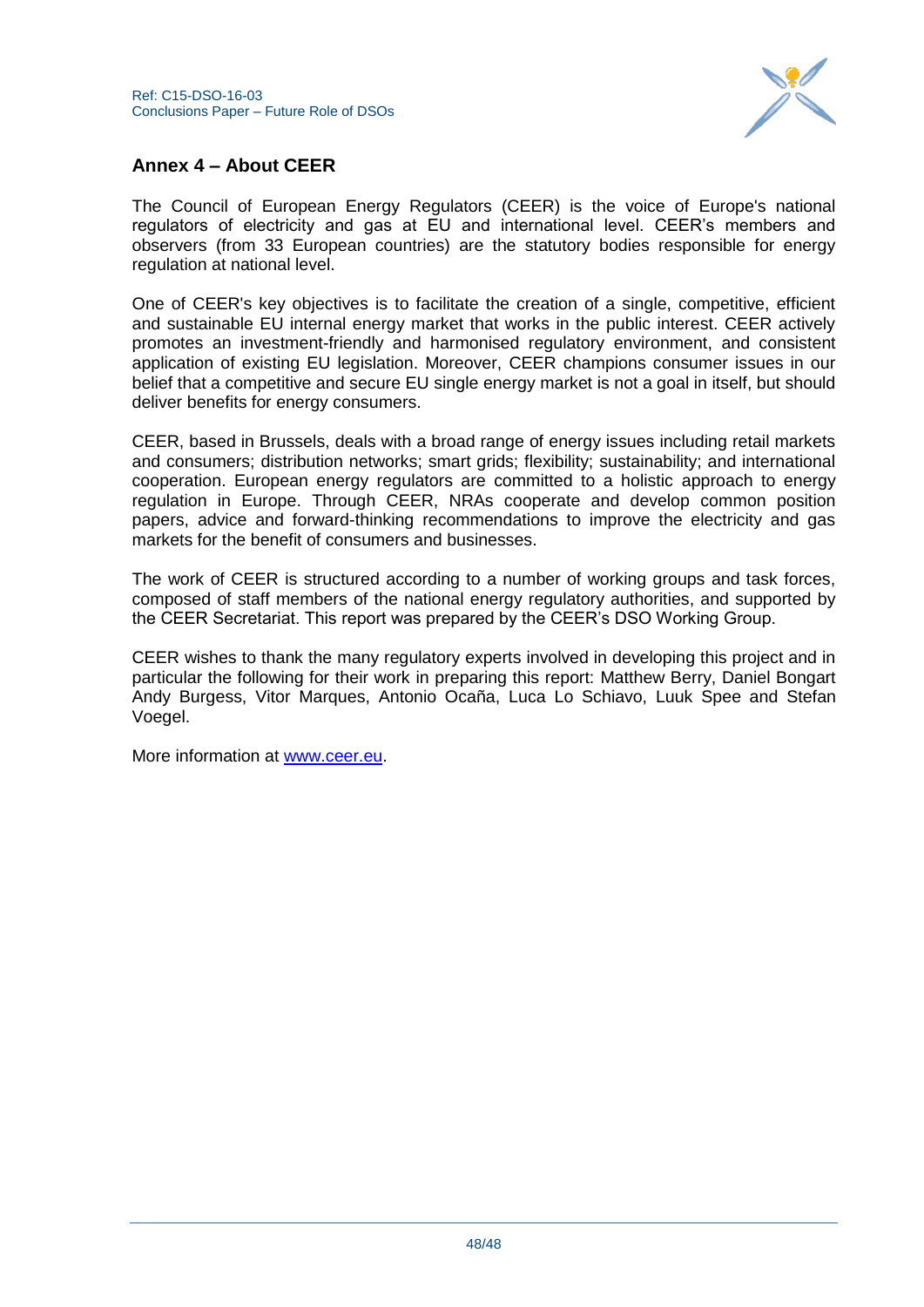## Annex 4 – About CEER

The Council of European Energy Regulators (CEER) is the voice of Europe's national regulators of electricity and gas at EU and international level. CEER's members and observers (from 33 European countries) are the statutory bodies responsible for energy regulation at national level.

One of CEER's key objectives is to facilitate the creation of a single, competitive, efficient and sustainable EU internal energy market that works in the public interest. CEER actively promotes an investment-friendly and harmonised regulatory environment, and consistent application of existing EU legislation. Moreover, CEER champions consumer issues in our belief that a competitive and secure EU single energy market is not a goal in itself, but should deliver benefits for energy consumers.

CEER, based in Brussels, deals with a broad range of energy issues including retail markets and consumers; distribution networks; smart grids; flexibility; sustainability; and international cooperation. European energy regulators are committed to a holistic approach to energy regulation in Europe. Through CEER, NRAs cooperate and develop common position papers, advice and forward-thinking recommendations to improve the electricity and gas markets for the benefit of consumers and businesses.

The work of CEER is structured according to a number of working groups and task forces, composed of staff members of the national energy regulatory authorities, and supported by the CEER Secretariat. This report was prepared by the CEER's DSO Working Group.

CEER wishes to thank the many regulatory experts involved in developing this project and in particular the following for their work in preparing this report: Matthew Berry, Daniel Bongart Andy Burgess, Vitor Marques, Antonio Ocaña, Luca Lo Schiavo, Luuk Spee and Stefan Voegel.

More information at [www.ceer.eu](http://www.ceer.eu).